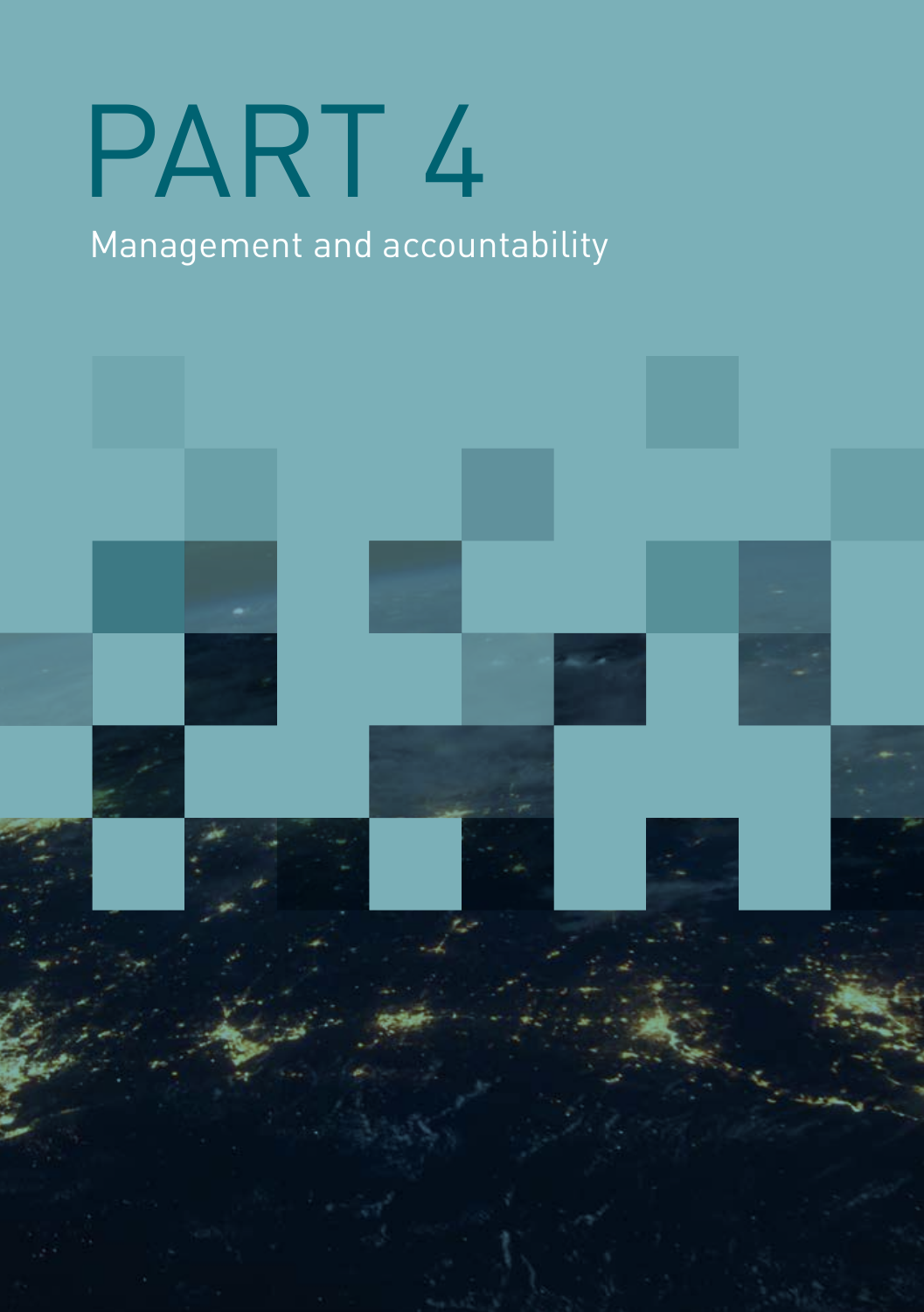# PART 4

Management and accountability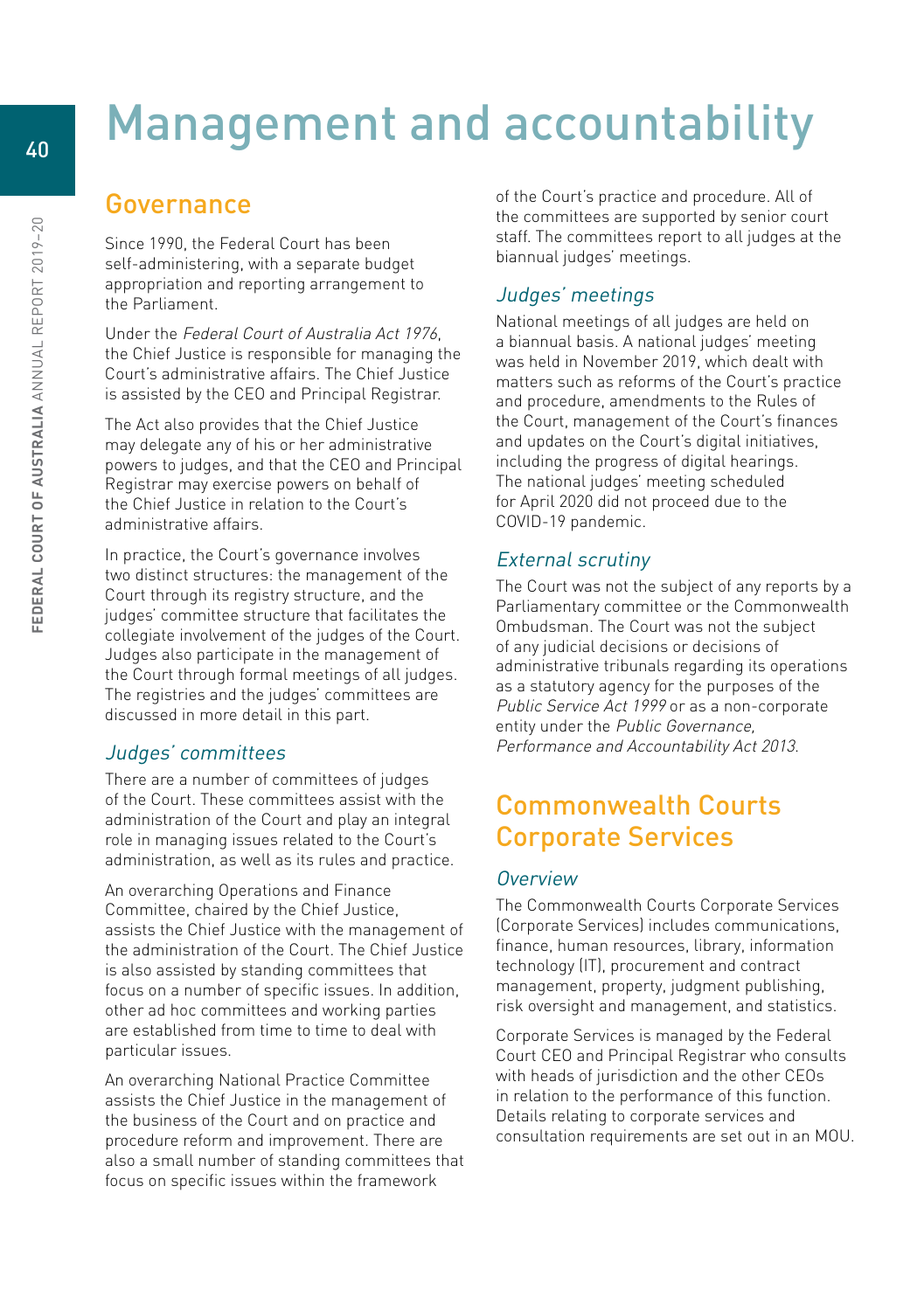# Management and accountability

## Governance

Since 1990, the Federal Court has been self-administering, with a separate budget appropriation and reporting arrangement to the Parliament.

Under the *Federal Court of Australia Act 1976*, the Chief Justice is responsible for managing the Court's administrative affairs. The Chief Justice is assisted by the CEO and Principal Registrar.

The Act also provides that the Chief Justice may delegate any of his or her administrative powers to judges, and that the CEO and Principal Registrar may exercise powers on behalf of the Chief Justice in relation to the Court's administrative affairs.

In practice, the Court's governance involves two distinct structures: the management of the Court through its registry structure, and the judges' committee structure that facilitates the collegiate involvement of the judges of the Court. Judges also participate in the management of the Court through formal meetings of all judges. The registries and the judges' committees are discussed in more detail in this part.

### *Judges' committees*

There are a number of committees of judges of the Court. These committees assist with the administration of the Court and play an integral role in managing issues related to the Court's administration, as well as its rules and practice.

An overarching Operations and Finance Committee, chaired by the Chief Justice, assists the Chief Justice with the management of the administration of the Court. The Chief Justice is also assisted by standing committees that focus on a number of specific issues. In addition, other ad hoc committees and working parties are established from time to time to deal with particular issues.

An overarching National Practice Committee assists the Chief Justice in the management of the business of the Court and on practice and procedure reform and improvement. There are also a small number of standing committees that focus on specific issues within the framework of the Court's practice and procedure. All of the committees are supported by senior court staff. The committees report to all judges at the biannual judges' meetings.

### *Judges' meetings*

National meetings of all judges are held on a biannual basis. A national judges' meeting was held in November 2019, which dealt with matters such as reforms of the Court's practice and procedure, amendments to the Rules of the Court, management of the Court's finances and updates on the Court's digital initiatives, including the progress of digital hearings. The national judges' meeting scheduled for April 2020 did not proceed due to the COVID-19 pandemic.

### *External scrutiny*

The Court was not the subject of any reports by a Parliamentary committee or the Commonwealth Ombudsman. The Court was not the subject of any judicial decisions or decisions of administrative tribunals regarding its operations as a statutory agency for the purposes of the *Public Service Act 1999* or as a non-corporate entity under the *Public Governance, Performance and Accountability Act 2013*.

## Commonwealth Courts Corporate Services

### *Overview*

The Commonwealth Courts Corporate Services (Corporate Services) includes communications, finance, human resources, library, information technology (IT), procurement and contract management, property, judgment publishing, risk oversight and management, and statistics.

Corporate Services is managed by the Federal Court CEO and Principal Registrar who consults with heads of jurisdiction and the other CEOs in relation to the performance of this function. Details relating to corporate services and consultation requirements are set out in an MOU.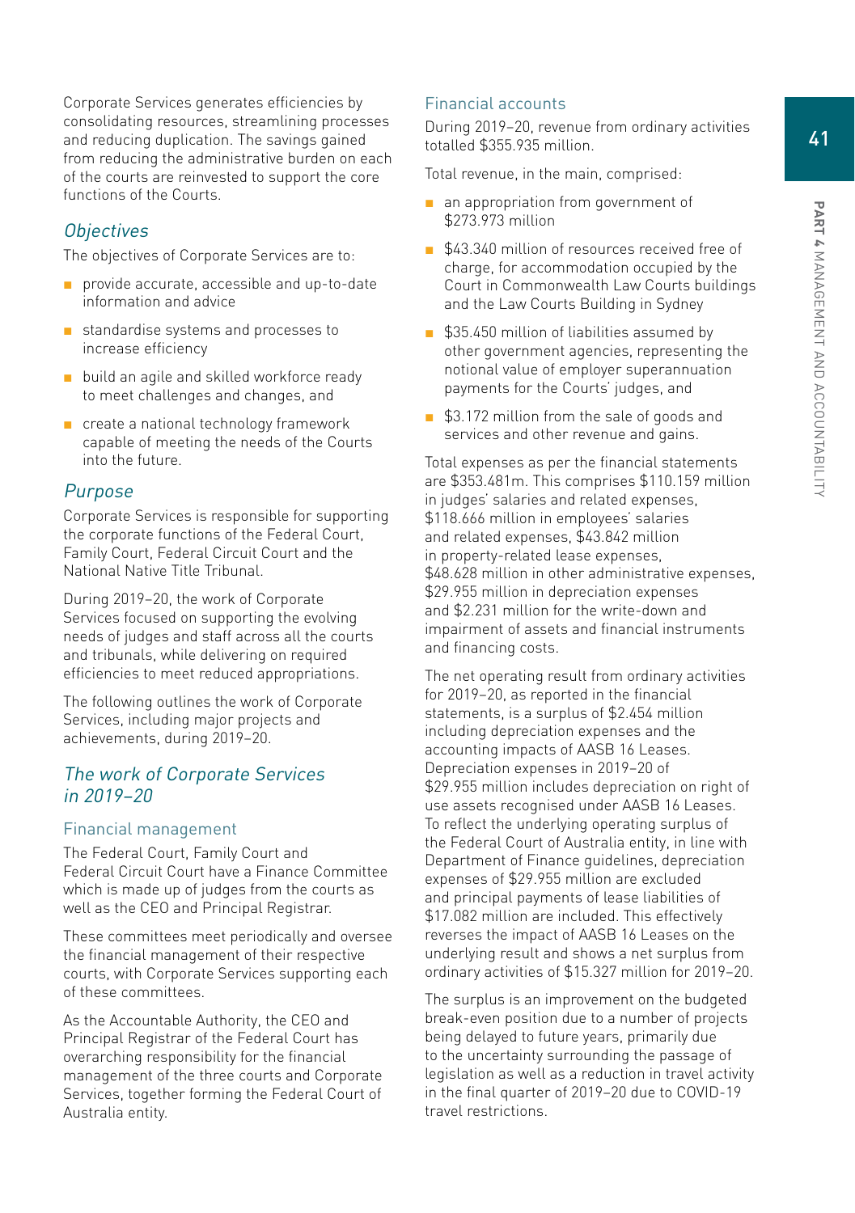Corporate Services generates efficiencies by consolidating resources, streamlining processes and reducing duplication. The savings gained from reducing the administrative burden on each of the courts are reinvested to support the core functions of the Courts.

### *Objectives*

The objectives of Corporate Services are to:

- provide accurate, accessible and up-to-date information and advice
- standardise systems and processes to increase efficiency
- build an agile and skilled workforce ready to meet challenges and changes, and
- create a national technology framework capable of meeting the needs of the Courts into the future.

### *Purpose*

Corporate Services is responsible for supporting the corporate functions of the Federal Court, Family Court, Federal Circuit Court and the National Native Title Tribunal.

During 2019–20, the work of Corporate Services focused on supporting the evolving needs of judges and staff across all the courts and tribunals, while delivering on required efficiencies to meet reduced appropriations.

The following outlines the work of Corporate Services, including major projects and achievements, during 2019–20.

### *The work of Corporate Services in 2019–20*

#### Financial management

The Federal Court, Family Court and Federal Circuit Court have a Finance Committee which is made up of judges from the courts as well as the CEO and Principal Registrar.

These committees meet periodically and oversee the financial management of their respective courts, with Corporate Services supporting each of these committees.

As the Accountable Authority, the CEO and Principal Registrar of the Federal Court has overarching responsibility for the financial management of the three courts and Corporate Services, together forming the Federal Court of Australia entity.

#### Financial accounts

During 2019–20, revenue from ordinary activities totalled $355.935 million.

Total revenue, in the main, comprised:

- an appropriation from government of $273.973 million
- $43.340 million of resources received free of charge, for accommodation occupied by the Court in Commonwealth Law Courts buildings and the Law Courts Building in Sydney
- $35.450 million of liabilities assumed by other government agencies, representing the notional value of employer superannuation payments for the Courts' judges, and
- $3.172 million from the sale of goods and services and other revenue and gains.

Total expenses as per the financial statements are $353.481m. This comprises $110.159 million in judges' salaries and related expenses, $118.666 million in employees' salaries and related expenses, $43.842 million in property-related lease expenses, $48.628 million in other administrative expenses, $29.955 million in depreciation expenses and $2.231 million for the write-down and impairment of assets and financial instruments and financing costs.

The net operating result from ordinary activities for 2019–20, as reported in the financial statements, is a surplus of $2.454 million including depreciation expenses and the accounting impacts of AASB 16 Leases. Depreciation expenses in 2019–20 of $29.955 million includes depreciation on right of use assets recognised under AASB 16 Leases. To reflect the underlying operating surplus of the Federal Court of Australia entity, in line with Department of Finance guidelines, depreciation expenses of $29.955 million are excluded and principal payments of lease liabilities of $17.082 million are included. This effectively reverses the impact of AASB 16 Leases on the underlying result and shows a net surplus from ordinary activities of $15.327 million for 2019–20.

The surplus is an improvement on the budgeted break-even position due to a number of projects being delayed to future years, primarily due to the uncertainty surrounding the passage of legislation as well as a reduction in travel activity in the final quarter of 2019–20 due to COVID-19 travel restrictions.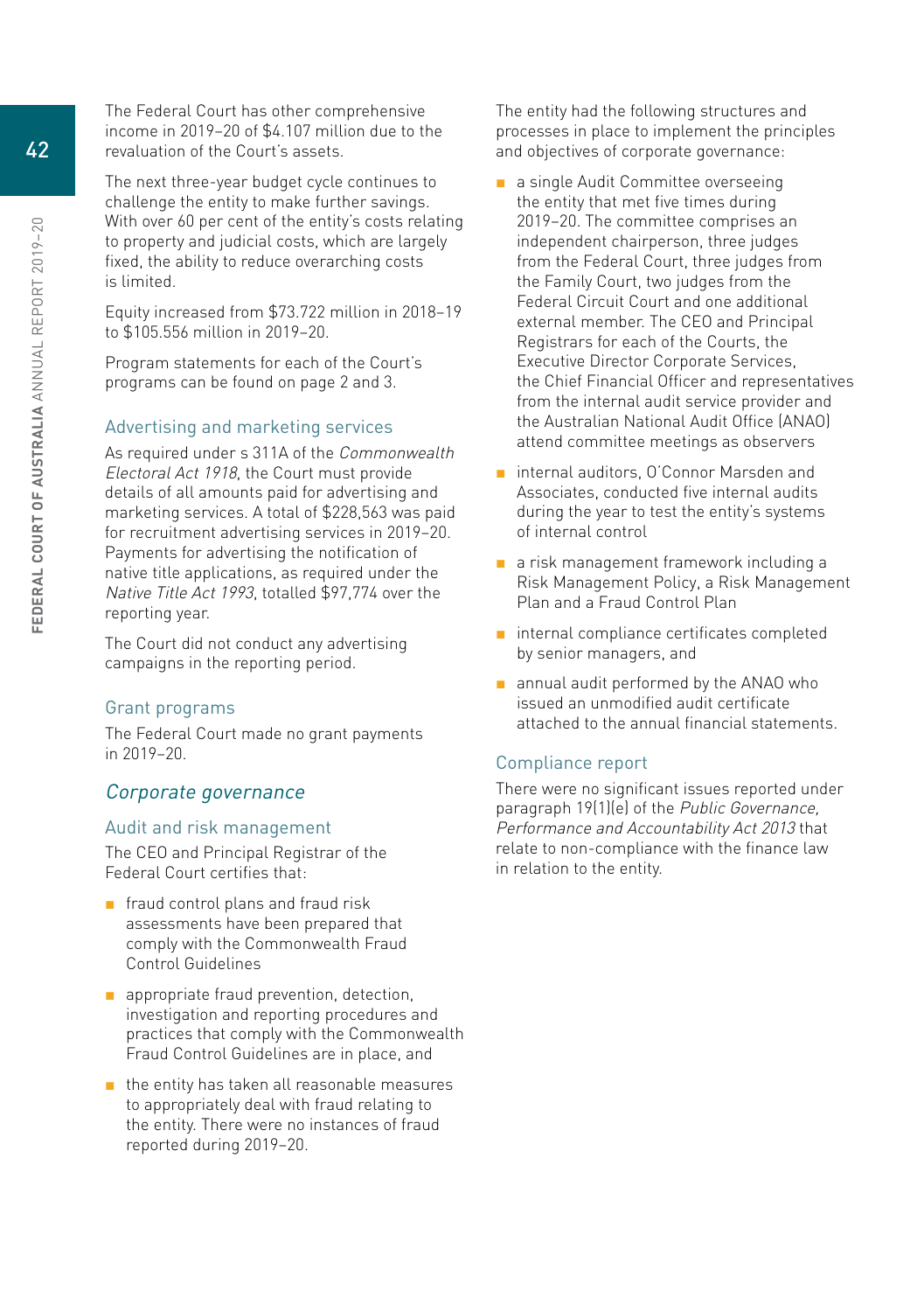The Federal Court has other comprehensive income in 2019–20 of $4.107 million due to the revaluation of the Court's assets.

The next three-year budget cycle continues to challenge the entity to make further savings. With over 60 per cent of the entity's costs relating to property and judicial costs, which are largely fixed, the ability to reduce overarching costs is limited.

Equity increased from $73.722 million in 2018–19 to $105.556 million in 2019–20.

Program statements for each of the Court's programs can be found on page 2 and 3.

### Advertising and marketing services

As required under s 311A of the *Commonwealth Electoral Act 1918*, the Court must provide details of all amounts paid for advertising and marketing services. A total of $228,563 was paid for recruitment advertising services in 2019–20. Payments for advertising the notification of native title applications, as required under the *Native Title Act 1993*, totalled $97,774 over the reporting year.

The Court did not conduct any advertising campaigns in the reporting period.

### Grant programs

The Federal Court made no grant payments in 2019–20.

## *Corporate governance*

### Audit and risk management

The CEO and Principal Registrar of the Federal Court certifies that:

- fraud control plans and fraud risk assessments have been prepared that comply with the Commonwealth Fraud Control Guidelines
- appropriate fraud prevention, detection, investigation and reporting procedures and practices that comply with the Commonwealth Fraud Control Guidelines are in place, and
- the entity has taken all reasonable measures to appropriately deal with fraud relating to the entity. There were no instances of fraud reported during 2019–20.

The entity had the following structures and processes in place to implement the principles and objectives of corporate governance:

- a single Audit Committee overseeing the entity that met five times during 2019–20. The committee comprises an independent chairperson, three judges from the Federal Court, three judges from the Family Court, two judges from the Federal Circuit Court and one additional external member. The CEO and Principal Registrars for each of the Courts, the Executive Director Corporate Services, the Chief Financial Officer and representatives from the internal audit service provider and the Australian National Audit Office (ANAO) attend committee meetings as observers
- internal auditors, O'Connor Marsden and Associates, conducted five internal audits during the year to test the entity's systems of internal control
- a risk management framework including a Risk Management Policy, a Risk Management Plan and a Fraud Control Plan
- internal compliance certificates completed by senior managers, and
- annual audit performed by the ANAO who issued an unmodified audit certificate attached to the annual financial statements.

### Compliance report

There were no significant issues reported under paragraph 19(1)(e) of the *Public Governance, Performance and Accountability Act 2013* that relate to non-compliance with the finance law in relation to the entity.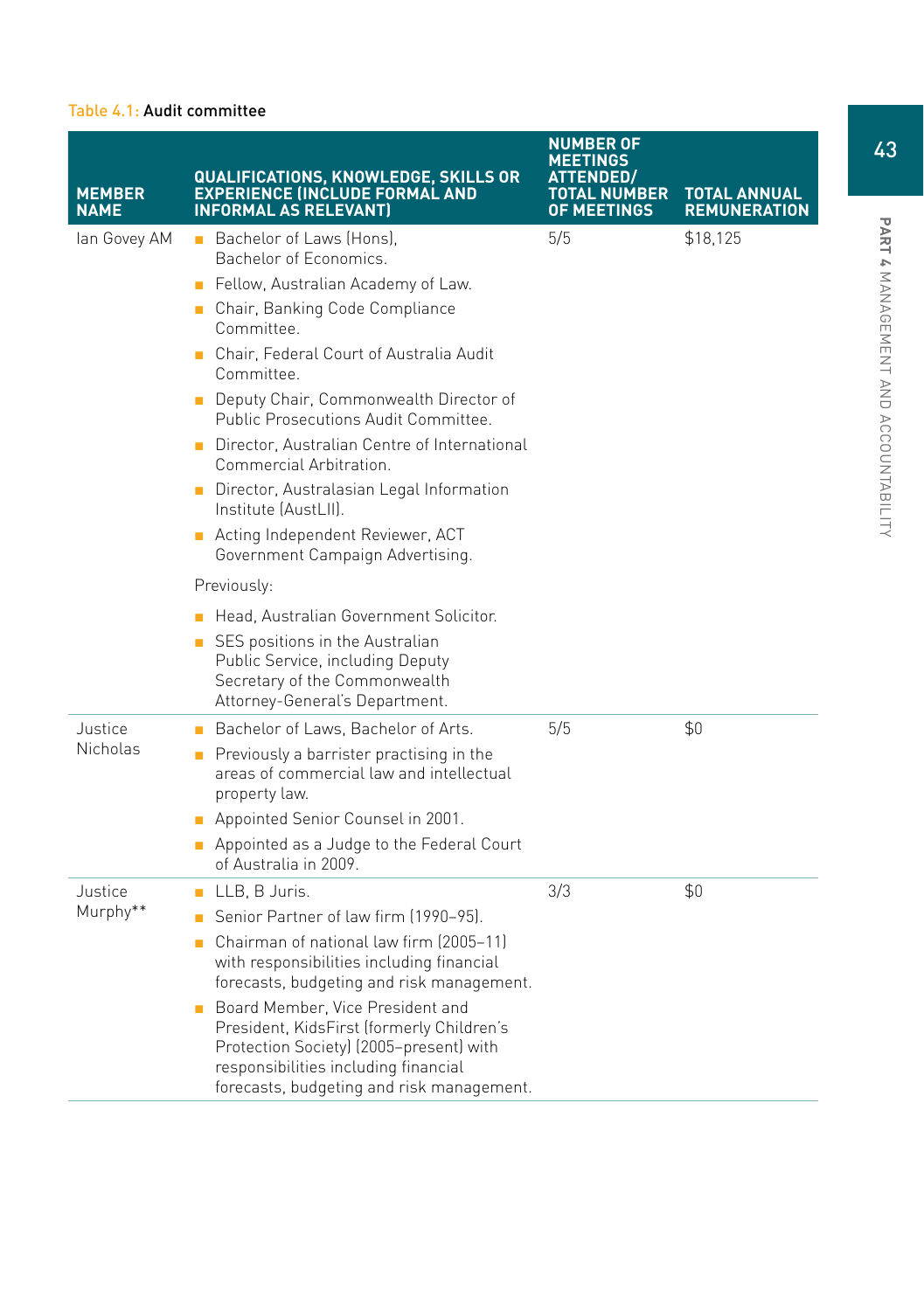Table 4.1: **Audit committee**

| MEMBER NAME | QUALIFICATIONS, KNOWLEDGE, SKILLS OR EXPERIENCE (INCLUDE FORMAL AND INFORMAL AS RELEVANT) | NUMBER OF MEETINGS ATTENDED/ TOTAL NUMBER OF MEETINGS | TOTAL ANNUAL REMUNERATION |
|---|---|---|---|
| Ian Govey AM | ■ Bachelor of Laws (Hons), Bachelor of Economics.<br>■ Fellow, Australian Academy of Law.<br>■ Chair, Banking Code Compliance Committee.<br>■ Chair, Federal Court of Australia Audit Committee.<br>■ Deputy Chair, Commonwealth Director of Public Prosecutions Audit Committee.<br>■ Director, Australian Centre of International Commercial Arbitration.<br>■ Director, Australasian Legal Information Institute (AustLII).<br>■ Acting Independent Reviewer, ACT Government Campaign Advertising.<br>Previously:<br>■ Head, Australian Government Solicitor.<br>■ SES positions in the Australian Public Service, including Deputy Secretary of the Commonwealth Attorney-General's Department. | 5/5 | $18,125 |
| Justice Nicholas | ■ Bachelor of Laws, Bachelor of Arts.<br>■ Previously a barrister practising in the areas of commercial law and intellectual property law.<br>■ Appointed Senior Counsel in 2001.<br>■ Appointed as a Judge to the Federal Court of Australia in 2009. | 5/5 | $0 |
| Justice Murphy** | ■ LLB, B Juris.<br>■ Senior Partner of law firm (1990–95).<br>■ Chairman of national law firm (2005–11) with responsibilities including financial forecasts, budgeting and risk management.<br>■ Board Member, Vice President and President, KidsFirst (formerly Children's Protection Society) (2005–present) with responsibilities including financial forecasts, budgeting and risk management. | 3/3 | $0 |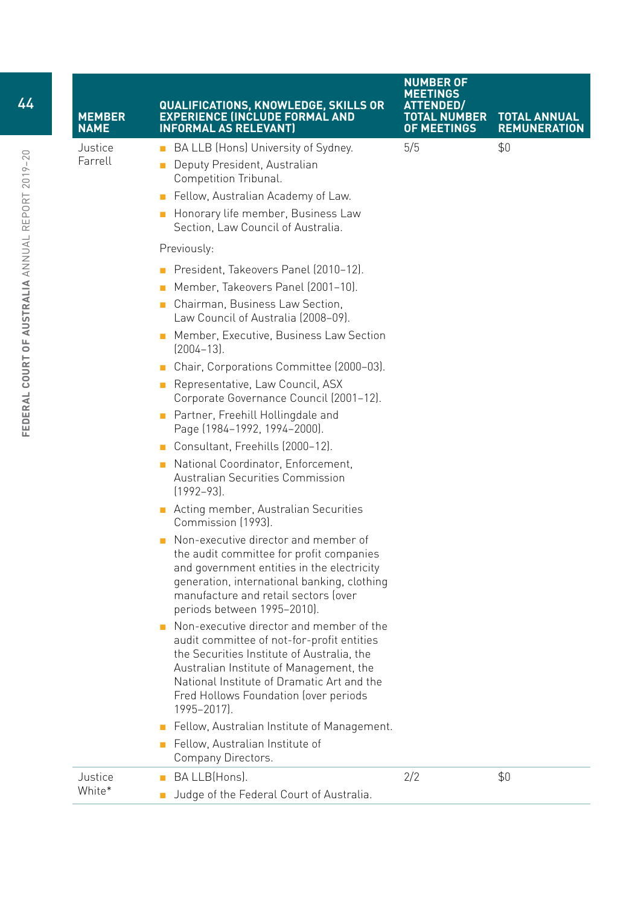| MEMBER NAME | QUALIFICATIONS, KNOWLEDGE, SKILLS OR EXPERIENCE (INCLUDE FORMAL AND INFORMAL AS RELEVANT) | NUMBER OF MEETINGS ATTENDED/ TOTAL NUMBER OF MEETINGS | TOTAL ANNUAL REMUNERATION |
|---|---|---|---|
| Justice Farrell | ■ BA LLB (Hons) University of Sydney.<br>■ Deputy President, Australian Competition Tribunal.<br>■ Fellow, Australian Academy of Law.<br>■ Honorary life member, Business Law Section, Law Council of Australia.<br>Previously:<br>■ President, Takeovers Panel (2010–12).<br>■ Member, Takeovers Panel (2001–10).<br>■ Chairman, Business Law Section, Law Council of Australia (2008–09).<br>■ Member, Executive, Business Law Section (2004–13).<br>■ Chair, Corporations Committee (2000–03).<br>■ Representative, Law Council, ASX Corporate Governance Council (2001–12).<br>■ Partner, Freehill Hollingdale and Page (1984–1992, 1994–2000).<br>■ Consultant, Freehills (2000–12).<br>■ National Coordinator, Enforcement, Australian Securities Commission (1992–93).<br>■ Acting member, Australian Securities Commission (1993).<br>■ Non-executive director and member of the audit committee for profit companies and government entities in the electricity generation, international banking, clothing manufacture and retail sectors (over periods between 1995–2010).<br>■ Non-executive director and member of the audit committee of not-for-profit entities the Securities Institute of Australia, the Australian Institute of Management, the National Institute of Dramatic Art and the Fred Hollows Foundation (over periods 1995–2017).<br>■ Fellow, Australian Institute of Management.<br>■ Fellow, Australian Institute of Company Directors. | 5/5 | $0 |
| Justice White* | ■ BA LLB(Hons).<br>■ Judge of the Federal Court of Australia. | 2/2 | $0 |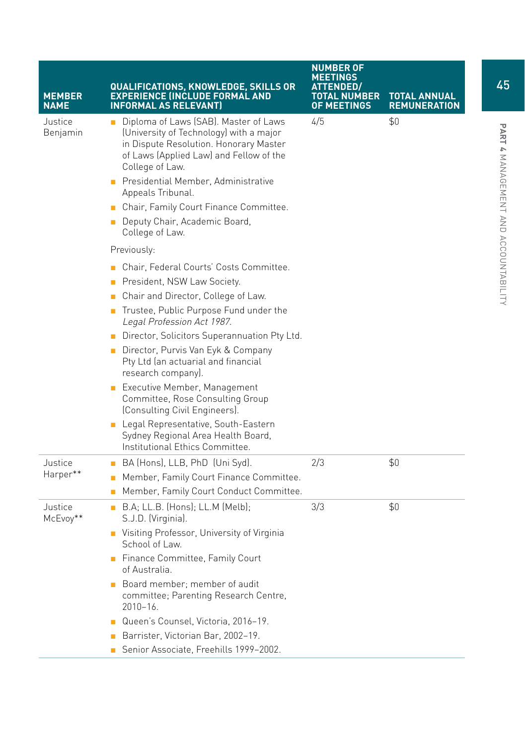| MEMBER NAME | QUALIFICATIONS, KNOWLEDGE, SKILLS OR EXPERIENCE (INCLUDE FORMAL AND INFORMAL AS RELEVANT) | NUMBER OF MEETINGS ATTENDED/ TOTAL NUMBER OF MEETINGS | TOTAL ANNUAL REMUNERATION |
|---|---|---|---|
| Justice Benjamin | ■ Diploma of Laws (SAB). Master of Laws (University of Technology) with a major in Dispute Resolution. Honorary Master of Laws (Applied Law) and Fellow of the College of Law.<br>■ Presidential Member, Administrative Appeals Tribunal.<br>■ Chair, Family Court Finance Committee.<br>■ Deputy Chair, Academic Board, College of Law.<br>Previously:<br>■ Chair, Federal Courts' Costs Committee.<br>■ President, NSW Law Society.<br>■ Chair and Director, College of Law.<br>■ Trustee, Public Purpose Fund under the *Legal Profession Act 1987*.<br>■ Director, Solicitors Superannuation Pty Ltd.<br>■ Director, Purvis Van Eyk & Company Pty Ltd (an actuarial and financial research company).<br>■ Executive Member, Management Committee, Rose Consulting Group (Consulting Civil Engineers).<br>■ Legal Representative, South-Eastern Sydney Regional Area Health Board, Institutional Ethics Committee. | 4/5 | $0 |
| Justice Harper** | ■ BA (Hons), LLB, PhD (Uni Syd).<br>■ Member, Family Court Finance Committee.<br>■ Member, Family Court Conduct Committee. | 2/3 | $0 |
| Justice McEvoy** | ■ B.A; LL.B. (Hons); LL.M (Melb); S.J.D. (Virginia).<br>■ Visiting Professor, University of Virginia School of Law.<br>■ Finance Committee, Family Court of Australia.<br>■ Board member; member of audit committee; Parenting Research Centre, 2010–16.<br>■ Queen's Counsel, Victoria, 2016–19.<br>■ Barrister, Victorian Bar, 2002–19.<br>■ Senior Associate, Freehills 1999–2002. | 3/3 | $0 |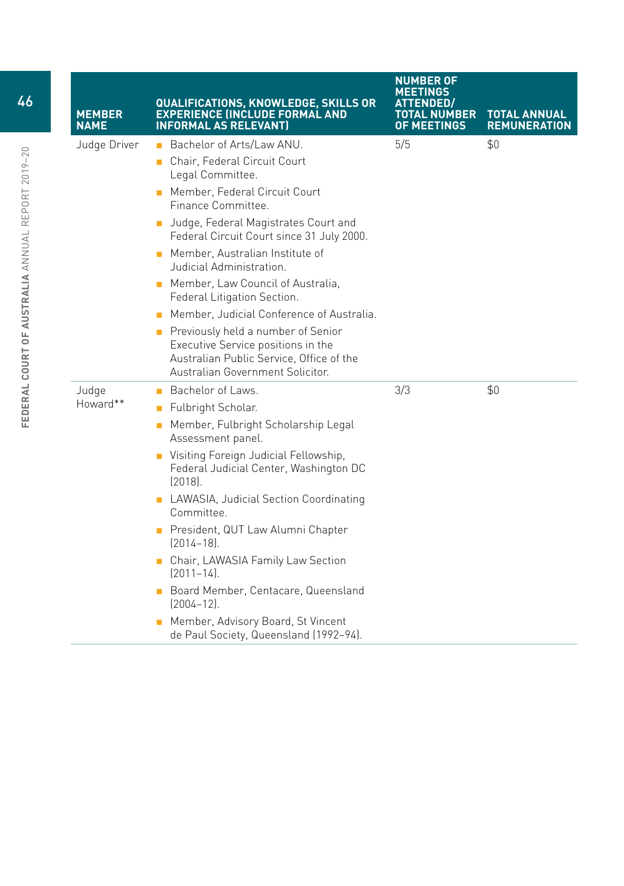| MEMBER NAME | QUALIFICATIONS, KNOWLEDGE, SKILLS OR EXPERIENCE (INCLUDE FORMAL AND INFORMAL AS RELEVANT) | NUMBER OF MEETINGS ATTENDED/ TOTAL NUMBER OF MEETINGS | TOTAL ANNUAL REMUNERATION |
|---|---|---|---|
| Judge Driver | ▪ Bachelor of Arts/Law ANU.<br>▪ Chair, Federal Circuit Court Legal Committee.<br>▪ Member, Federal Circuit Court Finance Committee.<br>▪ Judge, Federal Magistrates Court and Federal Circuit Court since 31 July 2000.<br>▪ Member, Australian Institute of Judicial Administration.<br>▪ Member, Law Council of Australia, Federal Litigation Section.<br>▪ Member, Judicial Conference of Australia.<br>▪ Previously held a number of Senior Executive Service positions in the Australian Public Service, Office of the Australian Government Solicitor. | 5/5 | $0 |
| Judge Howard** | ▪ Bachelor of Laws.<br>▪ Fulbright Scholar.<br>▪ Member, Fulbright Scholarship Legal Assessment panel.<br>▪ Visiting Foreign Judicial Fellowship, Federal Judicial Center, Washington DC (2018).<br>▪ LAWASIA, Judicial Section Coordinating Committee.<br>▪ President, QUT Law Alumni Chapter (2014–18).<br>▪ Chair, LAWASIA Family Law Section (2011–14).<br>▪ Board Member, Centacare, Queensland (2004–12).<br>▪ Member, Advisory Board, St Vincent de Paul Society, Queensland (1992–94). | 3/3 | $0 |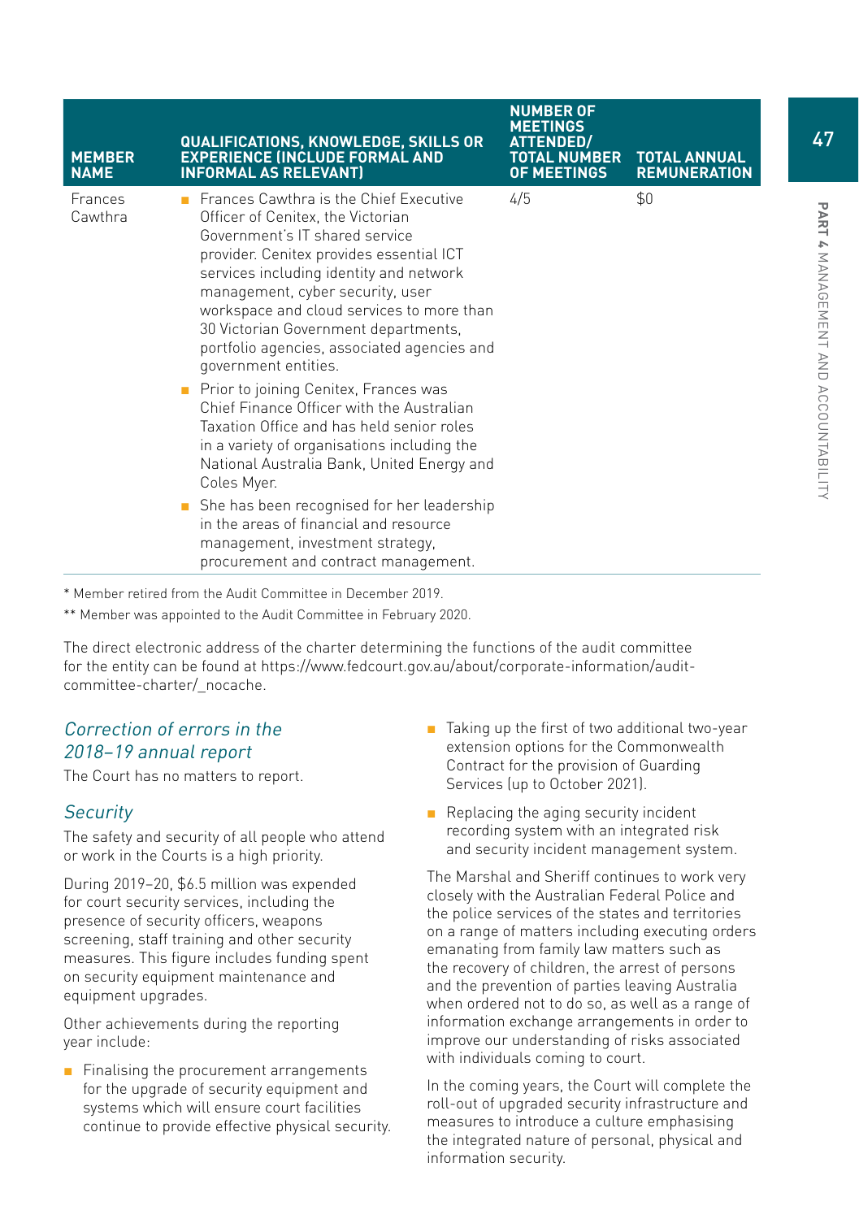| MEMBER NAME | QUALIFICATIONS, KNOWLEDGE, SKILLS OR EXPERIENCE (INCLUDE FORMAL AND INFORMAL AS RELEVANT) | NUMBER OF MEETINGS ATTENDED/ TOTAL NUMBER OF MEETINGS | TOTAL ANNUAL REMUNERATION |
|---|---|---|---|
| Frances Cawthra | ▪ Frances Cawthra is the Chief Executive Officer of Cenitex, the Victorian Government's IT shared service provider. Cenitex provides essential ICT services including identity and network management, cyber security, user workspace and cloud services to more than 30 Victorian Government departments, portfolio agencies, associated agencies and government entities. ▪ Prior to joining Cenitex, Frances was Chief Finance Officer with the Australian Taxation Office and has held senior roles in a variety of organisations including the National Australia Bank, United Energy and Coles Myer. ▪ She has been recognised for her leadership in the areas of financial and resource management, investment strategy, procurement and contract management. | 4/5 | $0 |

\* Member retired from the Audit Committee in December 2019.

\*\* Member was appointed to the Audit Committee in February 2020.

The direct electronic address of the charter determining the functions of the audit committee for the entity can be found at https://www.fedcourt.gov.au/about/corporate-information/audit-committee-charter/_nocache.

### *Correction of errors in the 2018–19 annual report*

The Court has no matters to report.

### *Security*

The safety and security of all people who attend or work in the Courts is a high priority.

During 2019–20, $6.5 million was expended for court security services, including the presence of security officers, weapons screening, staff training and other security measures. This figure includes funding spent on security equipment maintenance and equipment upgrades.

Other achievements during the reporting year include:

- Finalising the procurement arrangements for the upgrade of security equipment and systems which will ensure court facilities continue to provide effective physical security.
- Taking up the first of two additional two-year extension options for the Commonwealth Contract for the provision of Guarding Services (up to October 2021).
- Replacing the aging security incident recording system with an integrated risk and security incident management system.

The Marshal and Sheriff continues to work very closely with the Australian Federal Police and the police services of the states and territories on a range of matters including executing orders emanating from family law matters such as the recovery of children, the arrest of persons and the prevention of parties leaving Australia when ordered not to do so, as well as a range of information exchange arrangements in order to improve our understanding of risks associated with individuals coming to court.

In the coming years, the Court will complete the roll-out of upgraded security infrastructure and measures to introduce a culture emphasising the integrated nature of personal, physical and information security.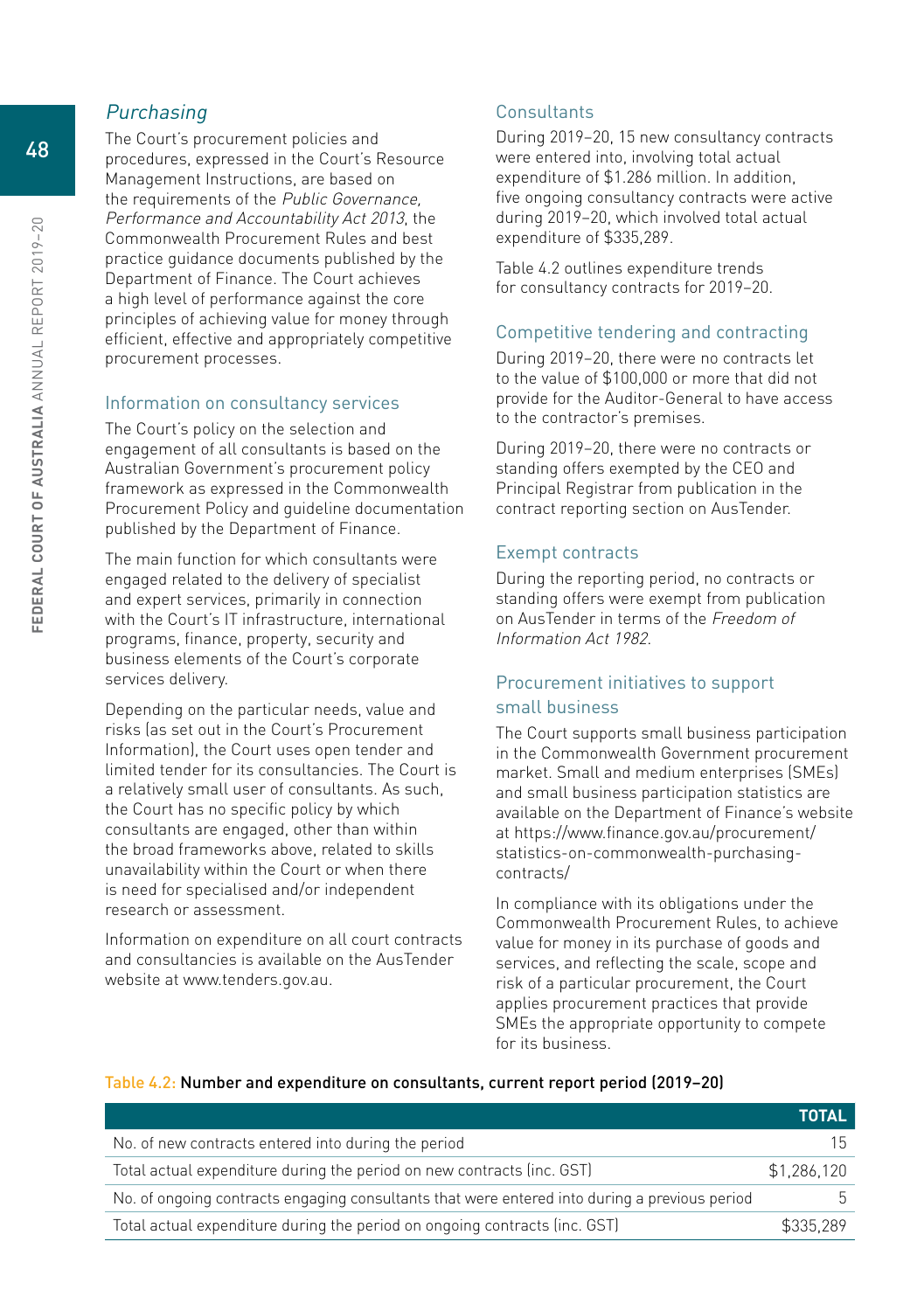### *Purchasing*

The Court's procurement policies and procedures, expressed in the Court's Resource Management Instructions, are based on the requirements of the *Public Governance, Performance and Accountability Act 2013*, the Commonwealth Procurement Rules and best practice guidance documents published by the Department of Finance. The Court achieves a high level of performance against the core principles of achieving value for money through efficient, effective and appropriately competitive procurement processes.

#### Information on consultancy services

The Court's policy on the selection and engagement of all consultants is based on the Australian Government's procurement policy framework as expressed in the Commonwealth Procurement Policy and guideline documentation published by the Department of Finance.

The main function for which consultants were engaged related to the delivery of specialist and expert services, primarily in connection with the Court's IT infrastructure, international programs, finance, property, security and business elements of the Court's corporate services delivery.

Depending on the particular needs, value and risks (as set out in the Court's Procurement Information), the Court uses open tender and limited tender for its consultancies. The Court is a relatively small user of consultants. As such, the Court has no specific policy by which consultants are engaged, other than within the broad frameworks above, related to skills unavailability within the Court or when there is need for specialised and/or independent research or assessment.

Information on expenditure on all court contracts and consultancies is available on the AusTender website at www.tenders.gov.au.

#### Consultants

During 2019–20, 15 new consultancy contracts were entered into, involving total actual expenditure of $1.286 million. In addition, five ongoing consultancy contracts were active during 2019–20, which involved total actual expenditure of $335,289.

Table 4.2 outlines expenditure trends for consultancy contracts for 2019–20.

#### Competitive tendering and contracting

During 2019–20, there were no contracts let to the value of $100,000 or more that did not provide for the Auditor-General to have access to the contractor's premises.

During 2019–20, there were no contracts or standing offers exempted by the CEO and Principal Registrar from publication in the contract reporting section on AusTender.

#### Exempt contracts

During the reporting period, no contracts or standing offers were exempt from publication on AusTender in terms of the *Freedom of Information Act 1982*.

#### Procurement initiatives to support small business

The Court supports small business participation in the Commonwealth Government procurement market. Small and medium enterprises (SMEs) and small business participation statistics are available on the Department of Finance's website at https://www.finance.gov.au/procurement/statistics-on-commonwealth-purchasing-contracts/

In compliance with its obligations under the Commonwealth Procurement Rules, to achieve value for money in its purchase of goods and services, and reflecting the scale, scope and risk of a particular procurement, the Court applies procurement practices that provide SMEs the appropriate opportunity to compete for its business.

**Table 4.2: Number and expenditure on consultants, current report period (2019–20)**

| | TOTAL |
|---|---:|
| No. of new contracts entered into during the period | 15 |
| Total actual expenditure during the period on new contracts (inc. GST) | $1,286,120 |
| No. of ongoing contracts engaging consultants that were entered into during a previous period | 5 |
| Total actual expenditure during the period on ongoing contracts (inc. GST) | $335,289 |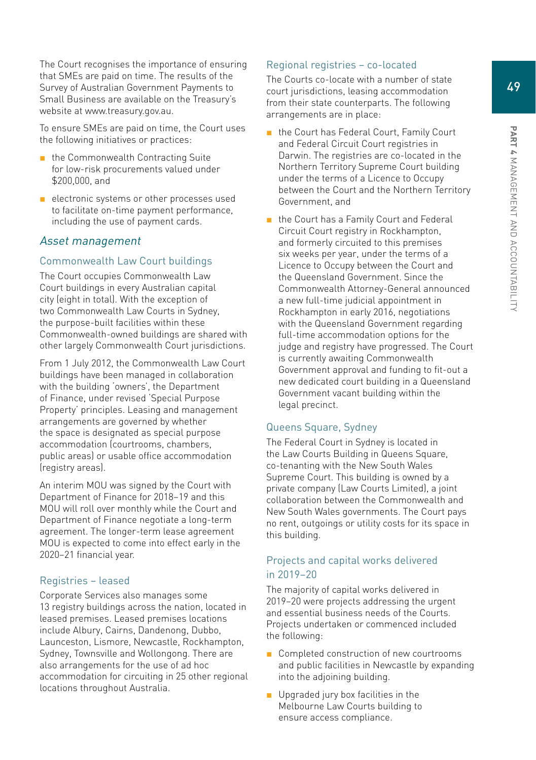The Court recognises the importance of ensuring that SMEs are paid on time. The results of the Survey of Australian Government Payments to Small Business are available on the Treasury's website at www.treasury.gov.au.

To ensure SMEs are paid on time, the Court uses the following initiatives or practices:

- the Commonwealth Contracting Suite for low-risk procurements valued under $200,000, and
- electronic systems or other processes used to facilitate on-time payment performance, including the use of payment cards.

## *Asset management*

### Commonwealth Law Court buildings

The Court occupies Commonwealth Law Court buildings in every Australian capital city (eight in total). With the exception of two Commonwealth Law Courts in Sydney, the purpose-built facilities within these Commonwealth-owned buildings are shared with other largely Commonwealth Court jurisdictions.

From 1 July 2012, the Commonwealth Law Court buildings have been managed in collaboration with the building 'owners', the Department of Finance, under revised 'Special Purpose Property' principles. Leasing and management arrangements are governed by whether the space is designated as special purpose accommodation (courtrooms, chambers, public areas) or usable office accommodation (registry areas).

An interim MOU was signed by the Court with Department of Finance for 2018–19 and this MOU will roll over monthly while the Court and Department of Finance negotiate a long-term agreement. The longer-term lease agreement MOU is expected to come into effect early in the 2020–21 financial year.

### Registries – leased

Corporate Services also manages some 13 registry buildings across the nation, located in leased premises. Leased premises locations include Albury, Cairns, Dandenong, Dubbo, Launceston, Lismore, Newcastle, Rockhampton, Sydney, Townsville and Wollongong. There are also arrangements for the use of ad hoc accommodation for circuiting in 25 other regional locations throughout Australia.

### Regional registries – co-located

The Courts co-locate with a number of state court jurisdictions, leasing accommodation from their state counterparts. The following arrangements are in place:

- the Court has Federal Court, Family Court and Federal Circuit Court registries in Darwin. The registries are co-located in the Northern Territory Supreme Court building under the terms of a Licence to Occupy between the Court and the Northern Territory Government, and
- the Court has a Family Court and Federal Circuit Court registry in Rockhampton, and formerly circuited to this premises six weeks per year, under the terms of a Licence to Occupy between the Court and the Queensland Government. Since the Commonwealth Attorney-General announced a new full-time judicial appointment in Rockhampton in early 2016, negotiations with the Queensland Government regarding full-time accommodation options for the judge and registry have progressed. The Court is currently awaiting Commonwealth Government approval and funding to fit-out a new dedicated court building in a Queensland Government vacant building within the legal precinct.

### Queens Square, Sydney

The Federal Court in Sydney is located in the Law Courts Building in Queens Square, co-tenanting with the New South Wales Supreme Court. This building is owned by a private company (Law Courts Limited), a joint collaboration between the Commonwealth and New South Wales governments. The Court pays no rent, outgoings or utility costs for its space in this building.

### Projects and capital works delivered in 2019–20

The majority of capital works delivered in 2019–20 were projects addressing the urgent and essential business needs of the Courts. Projects undertaken or commenced included the following:

- Completed construction of new courtrooms and public facilities in Newcastle by expanding into the adjoining building.
- Upgraded jury box facilities in the Melbourne Law Courts building to ensure access compliance.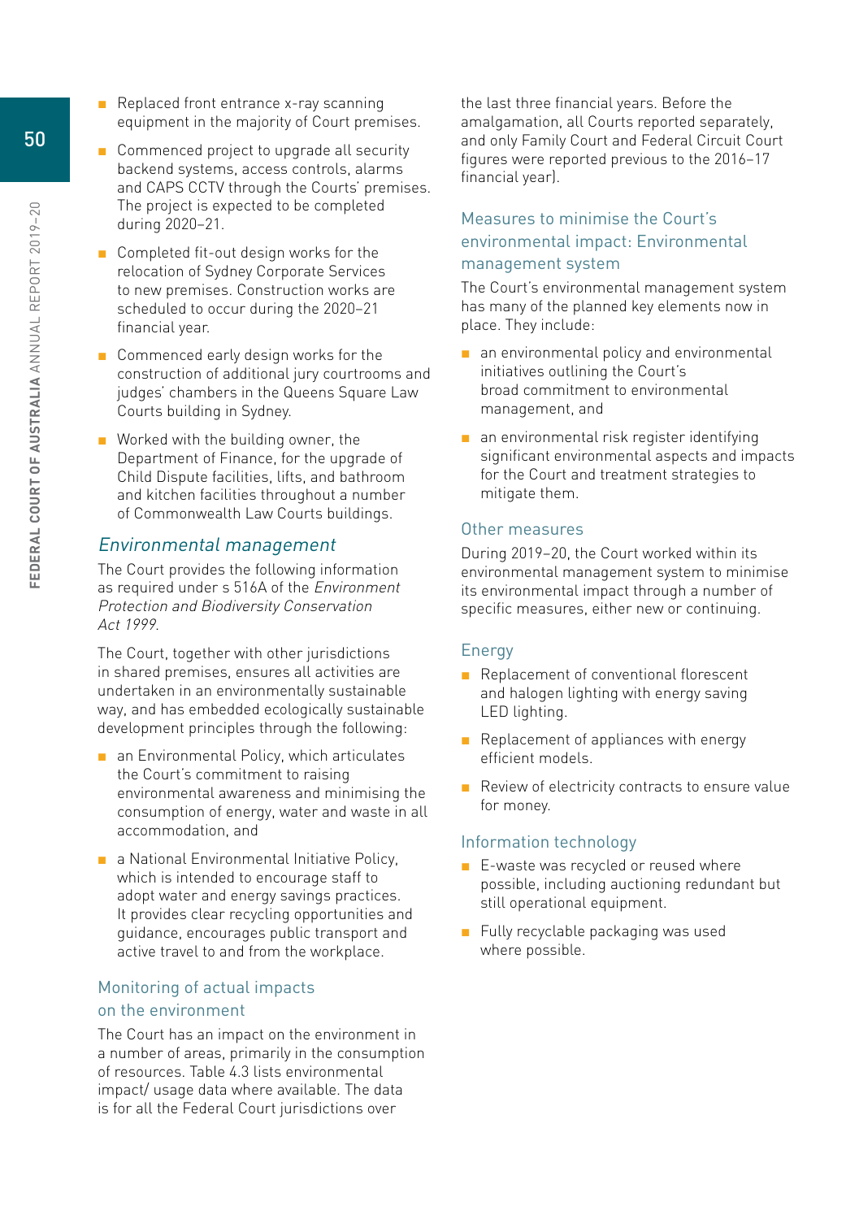- Replaced front entrance x-ray scanning equipment in the majority of Court premises.
- Commenced project to upgrade all security backend systems, access controls, alarms and CAPS CCTV through the Courts' premises. The project is expected to be completed during 2020–21.
- Completed fit-out design works for the relocation of Sydney Corporate Services to new premises. Construction works are scheduled to occur during the 2020–21 financial year.
- Commenced early design works for the construction of additional jury courtrooms and judges' chambers in the Queens Square Law Courts building in Sydney.
- Worked with the building owner, the Department of Finance, for the upgrade of Child Dispute facilities, lifts, and bathroom and kitchen facilities throughout a number of Commonwealth Law Courts buildings.

## *Environmental management*

The Court provides the following information as required under s 516A of the *Environment Protection and Biodiversity Conservation Act 1999*.

The Court, together with other jurisdictions in shared premises, ensures all activities are undertaken in an environmentally sustainable way, and has embedded ecologically sustainable development principles through the following:

- an Environmental Policy, which articulates the Court's commitment to raising environmental awareness and minimising the consumption of energy, water and waste in all accommodation, and
- a National Environmental Initiative Policy, which is intended to encourage staff to adopt water and energy savings practices. It provides clear recycling opportunities and guidance, encourages public transport and active travel to and from the workplace.

### Monitoring of actual impacts on the environment

The Court has an impact on the environment in a number of areas, primarily in the consumption of resources. Table 4.3 lists environmental impact/ usage data where available. The data is for all the Federal Court jurisdictions over the last three financial years. Before the amalgamation, all Courts reported separately, and only Family Court and Federal Circuit Court figures were reported previous to the 2016–17 financial year).

### Measures to minimise the Court's environmental impact: Environmental management system

The Court's environmental management system has many of the planned key elements now in place. They include:

- an environmental policy and environmental initiatives outlining the Court's broad commitment to environmental management, and
- an environmental risk register identifying significant environmental aspects and impacts for the Court and treatment strategies to mitigate them.

### Other measures

During 2019–20, the Court worked within its environmental management system to minimise its environmental impact through a number of specific measures, either new or continuing.

### Energy

- Replacement of conventional florescent and halogen lighting with energy saving LED lighting.
- Replacement of appliances with energy efficient models.
- Review of electricity contracts to ensure value for money.

### Information technology

- E-waste was recycled or reused where possible, including auctioning redundant but still operational equipment.
- Fully recyclable packaging was used where possible.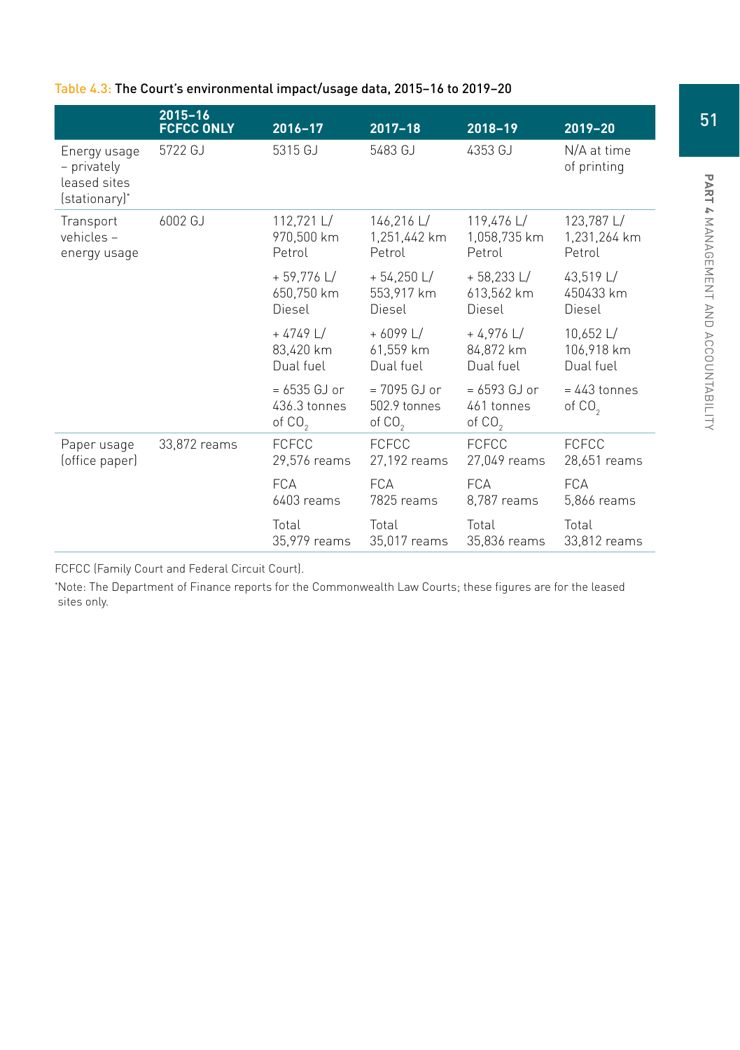Table 4.3: The Court's environmental impact/usage data, 2015–16 to 2019–20

| | 2015–16 FCFCC ONLY | 2016–17 | 2017–18 | 2018–19 | 2019–20 |
|---|---|---|---|---|---|
| Energy usage – privately leased sites (stationary)* | 5722 GJ | 5315 GJ | 5483 GJ | 4353 GJ | N/A at time of printing |
| Transport vehicles – energy usage | 6002 GJ | 112,721 L/ 970,500 km Petrol | 146,216 L/ 1,251,442 km Petrol | 119,476 L/ 1,058,735 km Petrol | 123,787 L/ 1,231,264 km Petrol |
| | | + 59,776 L/ 650,750 km Diesel | + 54,250 L/ 553,917 km Diesel | + 58,233 L/ 613,562 km Diesel | 43,519 L/ 450433 km Diesel |
| | | + 4749 L/ 83,420 km Dual fuel | + 6099 L/ 61,559 km Dual fuel | + 4,976 L/ 84,872 km Dual fuel | 10,652 L/ 106,918 km Dual fuel |
| | | = 6535 GJ or 436.3 tonnes of $CO_2$ | = 7095 GJ or 502.9 tonnes of $CO_2$ | = 6593 GJ or 461 tonnes of $CO_2$ | = 443 tonnes of $CO_2$ |
| Paper usage (office paper) | 33,872 reams | FCFCC 29,576 reams | FCFCC 27,192 reams | FCFCC 27,049 reams | FCFCC 28,651 reams |
| | | FCA 6403 reams | FCA 7825 reams | FCA 8,787 reams | FCA 5,866 reams |
| | | Total 35,979 reams | Total 35,017 reams | Total 35,836 reams | Total 33,812 reams |

FCFCC (Family Court and Federal Circuit Court).

*Note: The Department of Finance reports for the Commonwealth Law Courts; these figures are for the leased sites only.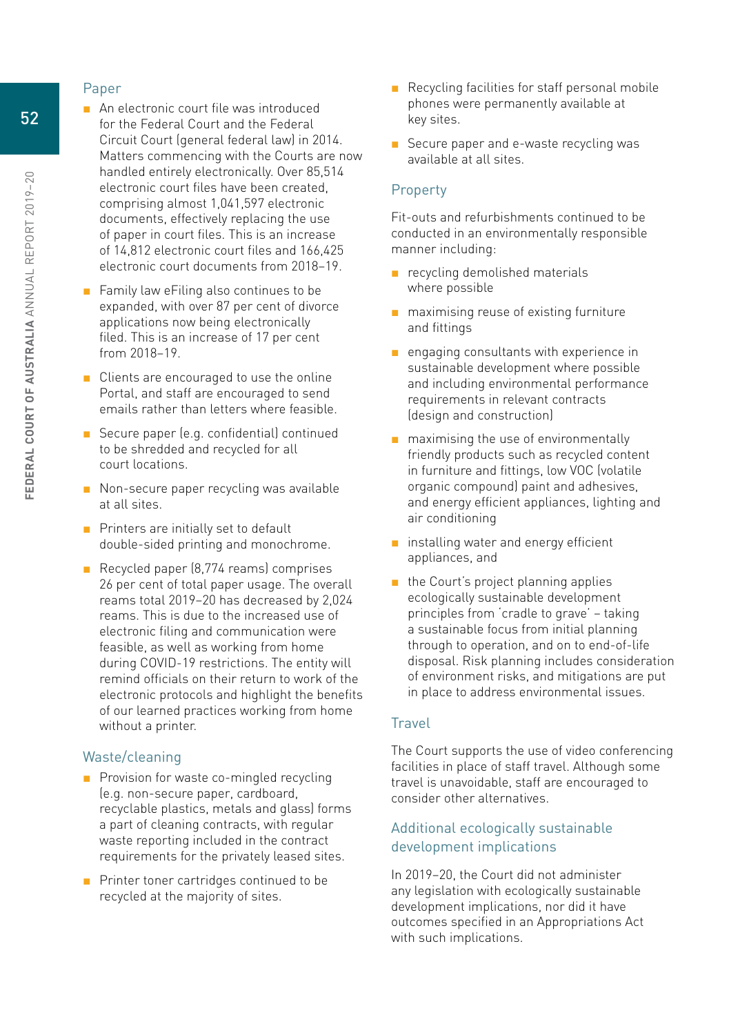## Paper

- An electronic court file was introduced for the Federal Court and the Federal Circuit Court (general federal law) in 2014. Matters commencing with the Courts are now handled entirely electronically. Over 85,514 electronic court files have been created, comprising almost 1,041,597 electronic documents, effectively replacing the use of paper in court files. This is an increase of 14,812 electronic court files and 166,425 electronic court documents from 2018–19.
- Family law eFiling also continues to be expanded, with over 87 per cent of divorce applications now being electronically filed. This is an increase of 17 per cent from 2018–19.
- Clients are encouraged to use the online Portal, and staff are encouraged to send emails rather than letters where feasible.
- Secure paper (e.g. confidential) continued to be shredded and recycled for all court locations.
- Non-secure paper recycling was available at all sites.
- Printers are initially set to default double-sided printing and monochrome.
- Recycled paper (8,774 reams) comprises 26 per cent of total paper usage. The overall reams total 2019–20 has decreased by 2,024 reams. This is due to the increased use of electronic filing and communication were feasible, as well as working from home during COVID-19 restrictions. The entity will remind officials on their return to work of the electronic protocols and highlight the benefits of our learned practices working from home without a printer.

## Waste/cleaning

- Provision for waste co-mingled recycling (e.g. non-secure paper, cardboard, recyclable plastics, metals and glass) forms a part of cleaning contracts, with regular waste reporting included in the contract requirements for the privately leased sites.
- Printer toner cartridges continued to be recycled at the majority of sites.
- Recycling facilities for staff personal mobile phones were permanently available at key sites.
- Secure paper and e-waste recycling was available at all sites.

## Property

Fit-outs and refurbishments continued to be conducted in an environmentally responsible manner including:

- recycling demolished materials where possible
- maximising reuse of existing furniture and fittings
- engaging consultants with experience in sustainable development where possible and including environmental performance requirements in relevant contracts (design and construction)
- maximising the use of environmentally friendly products such as recycled content in furniture and fittings, low VOC (volatile organic compound) paint and adhesives, and energy efficient appliances, lighting and air conditioning
- installing water and energy efficient appliances, and
- the Court's project planning applies ecologically sustainable development principles from 'cradle to grave' – taking a sustainable focus from initial planning through to operation, and on to end-of-life disposal. Risk planning includes consideration of environment risks, and mitigations are put in place to address environmental issues.

## Travel

The Court supports the use of video conferencing facilities in place of staff travel. Although some travel is unavoidable, staff are encouraged to consider other alternatives.

## Additional ecologically sustainable development implications

In 2019–20, the Court did not administer any legislation with ecologically sustainable development implications, nor did it have outcomes specified in an Appropriations Act with such implications.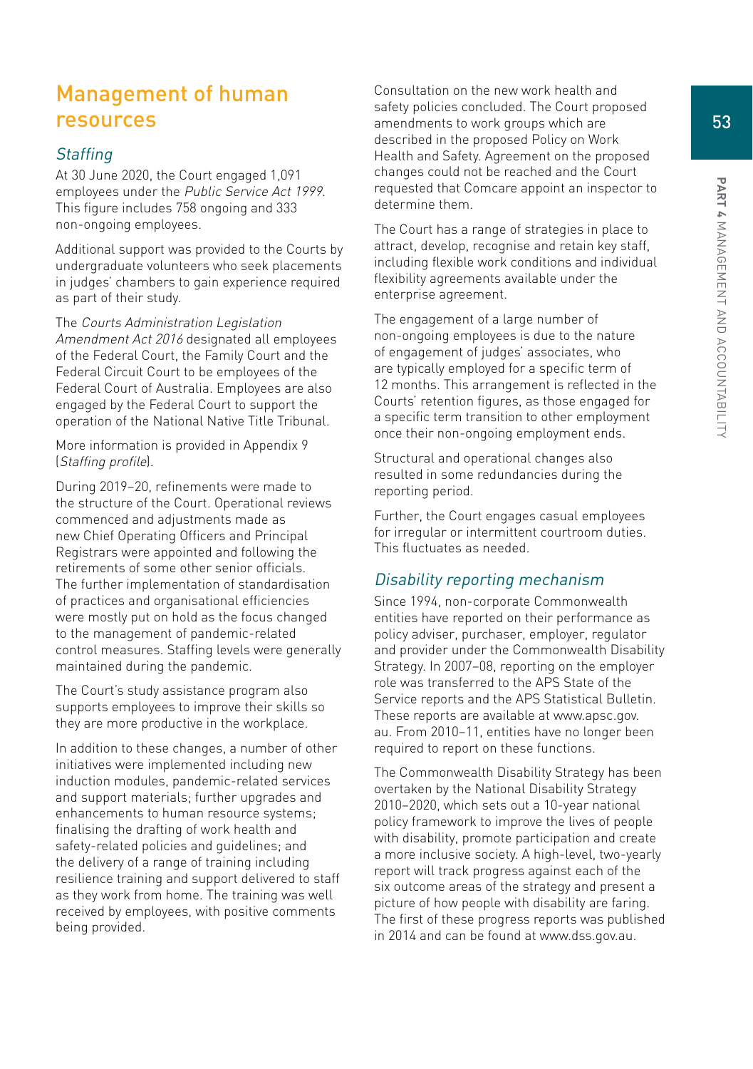## Management of human resources

### *Staffing*

At 30 June 2020, the Court engaged 1,091 employees under the *Public Service Act 1999*. This figure includes 758 ongoing and 333 non-ongoing employees.

Additional support was provided to the Courts by undergraduate volunteers who seek placements in judges' chambers to gain experience required as part of their study.

The *Courts Administration Legislation Amendment Act 2016* designated all employees of the Federal Court, the Family Court and the Federal Circuit Court to be employees of the Federal Court of Australia. Employees are also engaged by the Federal Court to support the operation of the National Native Title Tribunal.

More information is provided in Appendix 9 (*Staffing profile*).

During 2019–20, refinements were made to the structure of the Court. Operational reviews commenced and adjustments made as new Chief Operating Officers and Principal Registrars were appointed and following the retirements of some other senior officials. The further implementation of standardisation of practices and organisational efficiencies were mostly put on hold as the focus changed to the management of pandemic-related control measures. Staffing levels were generally maintained during the pandemic.

The Court's study assistance program also supports employees to improve their skills so they are more productive in the workplace.

In addition to these changes, a number of other initiatives were implemented including new induction modules, pandemic-related services and support materials; further upgrades and enhancements to human resource systems; finalising the drafting of work health and safety-related policies and guidelines; and the delivery of a range of training including resilience training and support delivered to staff as they work from home. The training was well received by employees, with positive comments being provided.

Consultation on the new work health and safety policies concluded. The Court proposed amendments to work groups which are described in the proposed Policy on Work Health and Safety. Agreement on the proposed changes could not be reached and the Court requested that Comcare appoint an inspector to determine them.

The Court has a range of strategies in place to attract, develop, recognise and retain key staff, including flexible work conditions and individual flexibility agreements available under the enterprise agreement.

The engagement of a large number of non-ongoing employees is due to the nature of engagement of judges' associates, who are typically employed for a specific term of 12 months. This arrangement is reflected in the Courts' retention figures, as those engaged for a specific term transition to other employment once their non-ongoing employment ends.

Structural and operational changes also resulted in some redundancies during the reporting period.

Further, the Court engages casual employees for irregular or intermittent courtroom duties. This fluctuates as needed.

### *Disability reporting mechanism*

Since 1994, non-corporate Commonwealth entities have reported on their performance as policy adviser, purchaser, employer, regulator and provider under the Commonwealth Disability Strategy. In 2007–08, reporting on the employer role was transferred to the APS State of the Service reports and the APS Statistical Bulletin. These reports are available at www.apsc.gov.au. From 2010–11, entities have no longer been required to report on these functions.

The Commonwealth Disability Strategy has been overtaken by the National Disability Strategy 2010–2020, which sets out a 10-year national policy framework to improve the lives of people with disability, promote participation and create a more inclusive society. A high-level, two-yearly report will track progress against each of the six outcome areas of the strategy and present a picture of how people with disability are faring. The first of these progress reports was published in 2014 and can be found at www.dss.gov.au.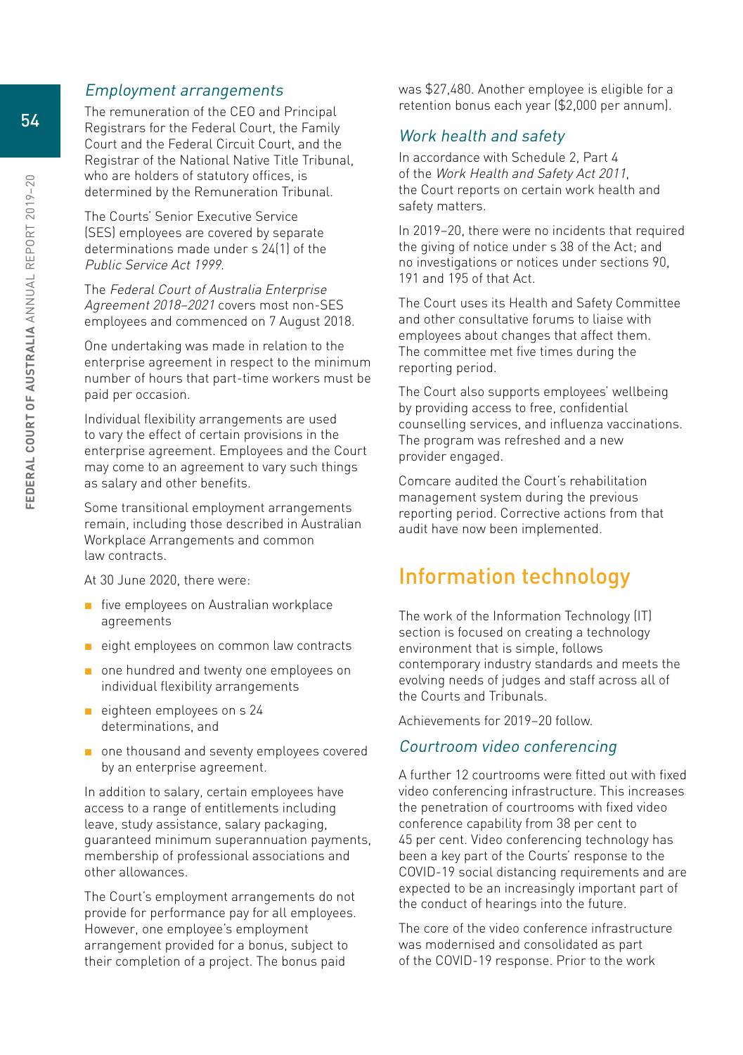### *Employment arrangements*

The remuneration of the CEO and Principal Registrars for the Federal Court, the Family Court and the Federal Circuit Court, and the Registrar of the National Native Title Tribunal, who are holders of statutory offices, is determined by the Remuneration Tribunal.

The Courts' Senior Executive Service (SES) employees are covered by separate determinations made under s 24(1) of the *Public Service Act 1999*.

The *Federal Court of Australia Enterprise Agreement 2018–2021* covers most non-SES employees and commenced on 7 August 2018.

One undertaking was made in relation to the enterprise agreement in respect to the minimum number of hours that part-time workers must be paid per occasion.

Individual flexibility arrangements are used to vary the effect of certain provisions in the enterprise agreement. Employees and the Court may come to an agreement to vary such things as salary and other benefits.

Some transitional employment arrangements remain, including those described in Australian Workplace Arrangements and common law contracts.

At 30 June 2020, there were:

- five employees on Australian workplace agreements
- eight employees on common law contracts
- one hundred and twenty one employees on individual flexibility arrangements
- eighteen employees on s 24 determinations, and
- one thousand and seventy employees covered by an enterprise agreement.

In addition to salary, certain employees have access to a range of entitlements including leave, study assistance, salary packaging, guaranteed minimum superannuation payments, membership of professional associations and other allowances.

The Court's employment arrangements do not provide for performance pay for all employees. However, one employee's employment arrangement provided for a bonus, subject to their completion of a project. The bonus paid was $27,480. Another employee is eligible for a retention bonus each year ($2,000 per annum).

### *Work health and safety*

In accordance with Schedule 2, Part 4 of the *Work Health and Safety Act 2011*, the Court reports on certain work health and safety matters.

In 2019–20, there were no incidents that required the giving of notice under s 38 of the Act; and no investigations or notices under sections 90, 191 and 195 of that Act.

The Court uses its Health and Safety Committee and other consultative forums to liaise with employees about changes that affect them. The committee met five times during the reporting period.

The Court also supports employees' wellbeing by providing access to free, confidential counselling services, and influenza vaccinations. The program was refreshed and a new provider engaged.

Comcare audited the Court's rehabilitation management system during the previous reporting period. Corrective actions from that audit have now been implemented.

## Information technology

The work of the Information Technology (IT) section is focused on creating a technology environment that is simple, follows contemporary industry standards and meets the evolving needs of judges and staff across all of the Courts and Tribunals.

Achievements for 2019–20 follow.

### *Courtroom video conferencing*

A further 12 courtrooms were fitted out with fixed video conferencing infrastructure. This increases the penetration of courtrooms with fixed video conference capability from 38 per cent to 45 per cent. Video conferencing technology has been a key part of the Courts' response to the COVID-19 social distancing requirements and are expected to be an increasingly important part of the conduct of hearings into the future.

The core of the video conference infrastructure was modernised and consolidated as part of the COVID-19 response. Prior to the work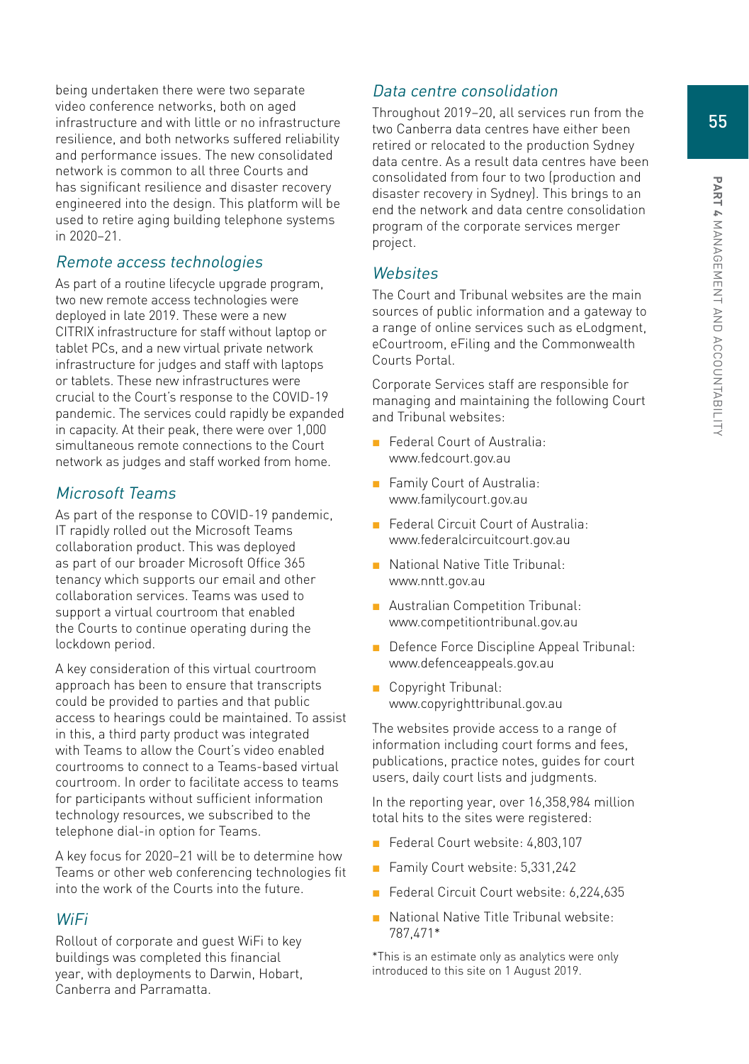being undertaken there were two separate video conference networks, both on aged infrastructure and with little or no infrastructure resilience, and both networks suffered reliability and performance issues. The new consolidated network is common to all three Courts and has significant resilience and disaster recovery engineered into the design. This platform will be used to retire aging building telephone systems in 2020–21.

### *Remote access technologies*

As part of a routine lifecycle upgrade program, two new remote access technologies were deployed in late 2019. These were a new CITRIX infrastructure for staff without laptop or tablet PCs, and a new virtual private network infrastructure for judges and staff with laptops or tablets. These new infrastructures were crucial to the Court's response to the COVID-19 pandemic. The services could rapidly be expanded in capacity. At their peak, there were over 1,000 simultaneous remote connections to the Court network as judges and staff worked from home.

### *Microsoft Teams*

As part of the response to COVID-19 pandemic, IT rapidly rolled out the Microsoft Teams collaboration product. This was deployed as part of our broader Microsoft Office 365 tenancy which supports our email and other collaboration services. Teams was used to support a virtual courtroom that enabled the Courts to continue operating during the lockdown period.

A key consideration of this virtual courtroom approach has been to ensure that transcripts could be provided to parties and that public access to hearings could be maintained. To assist in this, a third party product was integrated with Teams to allow the Court's video enabled courtrooms to connect to a Teams-based virtual courtroom. In order to facilitate access to teams for participants without sufficient information technology resources, we subscribed to the telephone dial-in option for Teams.

A key focus for 2020–21 will be to determine how Teams or other web conferencing technologies fit into the work of the Courts into the future.

### *WiFi*

Rollout of corporate and guest WiFi to key buildings was completed this financial year, with deployments to Darwin, Hobart, Canberra and Parramatta.

### *Data centre consolidation*

Throughout 2019–20, all services run from the two Canberra data centres have either been retired or relocated to the production Sydney data centre. As a result data centres have been consolidated from four to two (production and disaster recovery in Sydney). This brings to an end the network and data centre consolidation program of the corporate services merger project.

### *Websites*

The Court and Tribunal websites are the main sources of public information and a gateway to a range of online services such as eLodgment, eCourtroom, eFiling and the Commonwealth Courts Portal.

Corporate Services staff are responsible for managing and maintaining the following Court and Tribunal websites:

- Federal Court of Australia: www.fedcourt.gov.au
- Family Court of Australia: www.familycourt.gov.au
- Federal Circuit Court of Australia: www.federalcircuitcourt.gov.au
- National Native Title Tribunal: www.nntt.gov.au
- Australian Competition Tribunal: www.competitiontribunal.gov.au
- Defence Force Discipline Appeal Tribunal: www.defenceappeals.gov.au
- Copyright Tribunal: www.copyrighttribunal.gov.au

The websites provide access to a range of information including court forms and fees, publications, practice notes, guides for court users, daily court lists and judgments.

In the reporting year, over 16,358,984 million total hits to the sites were registered:

- Federal Court website: 4,803,107
- Family Court website: 5,331,242
- Federal Circuit Court website: 6,224,635
- National Native Title Tribunal website: 787,471*

*This is an estimate only as analytics were only introduced to this site on 1 August 2019.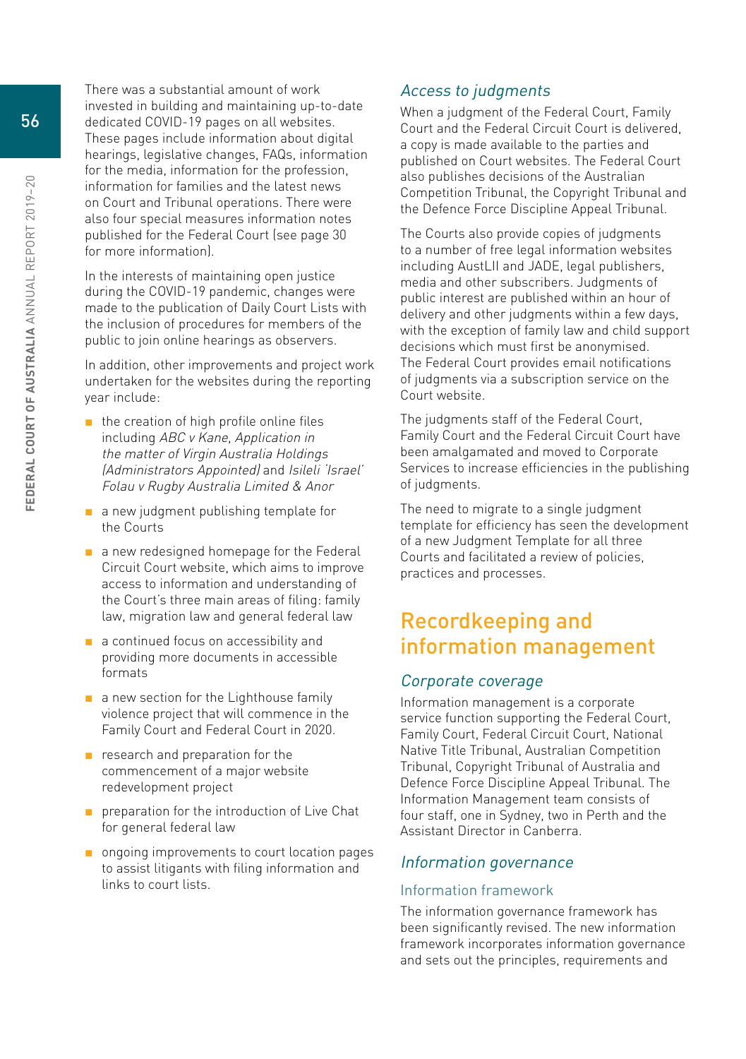There was a substantial amount of work invested in building and maintaining up-to-date dedicated COVID-19 pages on all websites. These pages include information about digital hearings, legislative changes, FAQs, information for the media, information for the profession, information for families and the latest news on Court and Tribunal operations. There were also four special measures information notes published for the Federal Court (see page 30 for more information).

In the interests of maintaining open justice during the COVID-19 pandemic, changes were made to the publication of Daily Court Lists with the inclusion of procedures for members of the public to join online hearings as observers.

In addition, other improvements and project work undertaken for the websites during the reporting year include:

- the creation of high profile online files including *ABC v Kane*, *Application in the matter of Virgin Australia Holdings (Administrators Appointed)* and *Isileli 'Israel' Folau v Rugby Australia Limited & Anor*
- a new judgment publishing template for the Courts
- a new redesigned homepage for the Federal Circuit Court website, which aims to improve access to information and understanding of the Court's three main areas of filing: family law, migration law and general federal law
- a continued focus on accessibility and providing more documents in accessible formats
- a new section for the Lighthouse family violence project that will commence in the Family Court and Federal Court in 2020.
- research and preparation for the commencement of a major website redevelopment project
- preparation for the introduction of Live Chat for general federal law
- ongoing improvements to court location pages to assist litigants with filing information and links to court lists.

### *Access to judgments*

When a judgment of the Federal Court, Family Court and the Federal Circuit Court is delivered, a copy is made available to the parties and published on Court websites. The Federal Court also publishes decisions of the Australian Competition Tribunal, the Copyright Tribunal and the Defence Force Discipline Appeal Tribunal.

The Courts also provide copies of judgments to a number of free legal information websites including AustLII and JADE, legal publishers, media and other subscribers. Judgments of public interest are published within an hour of delivery and other judgments within a few days, with the exception of family law and child support decisions which must first be anonymised. The Federal Court provides email notifications of judgments via a subscription service on the Court website.

The judgments staff of the Federal Court, Family Court and the Federal Circuit Court have been amalgamated and moved to Corporate Services to increase efficiencies in the publishing of judgments.

The need to migrate to a single judgment template for efficiency has seen the development of a new Judgment Template for all three Courts and facilitated a review of policies, practices and processes.

## Recordkeeping and information management

### *Corporate coverage*

Information management is a corporate service function supporting the Federal Court, Family Court, Federal Circuit Court, National Native Title Tribunal, Australian Competition Tribunal, Copyright Tribunal of Australia and Defence Force Discipline Appeal Tribunal. The Information Management team consists of four staff, one in Sydney, two in Perth and the Assistant Director in Canberra.

### *Information governance*

#### Information framework

The information governance framework has been significantly revised. The new information framework incorporates information governance and sets out the principles, requirements and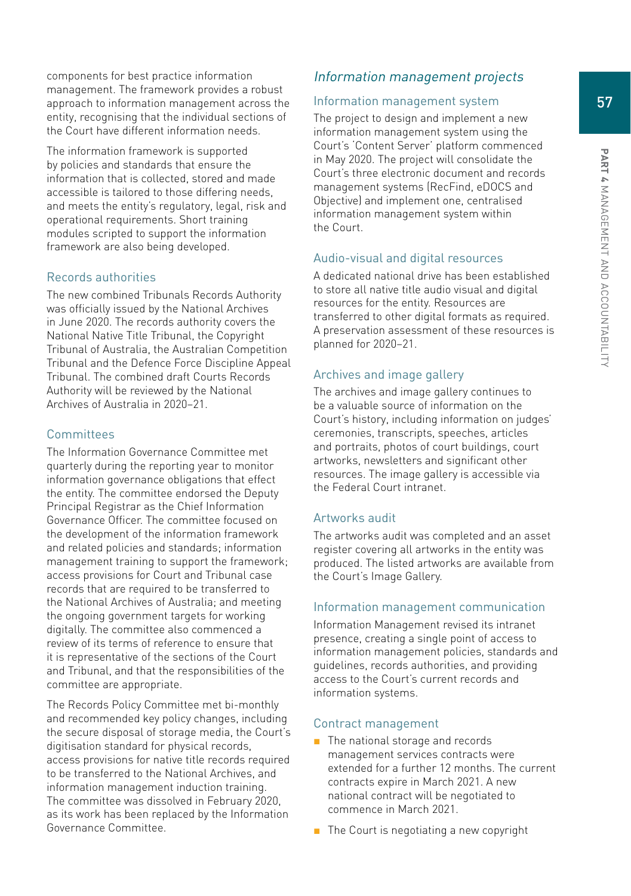components for best practice information management. The framework provides a robust approach to information management across the entity, recognising that the individual sections of the Court have different information needs.

The information framework is supported by policies and standards that ensure the information that is collected, stored and made accessible is tailored to those differing needs, and meets the entity's regulatory, legal, risk and operational requirements. Short training modules scripted to support the information framework are also being developed.

### Records authorities

The new combined Tribunals Records Authority was officially issued by the National Archives in June 2020. The records authority covers the National Native Title Tribunal, the Copyright Tribunal of Australia, the Australian Competition Tribunal and the Defence Force Discipline Appeal Tribunal. The combined draft Courts Records Authority will be reviewed by the National Archives of Australia in 2020–21.

### Committees

The Information Governance Committee met quarterly during the reporting year to monitor information governance obligations that effect the entity. The committee endorsed the Deputy Principal Registrar as the Chief Information Governance Officer. The committee focused on the development of the information framework and related policies and standards; information management training to support the framework; access provisions for Court and Tribunal case records that are required to be transferred to the National Archives of Australia; and meeting the ongoing government targets for working digitally. The committee also commenced a review of its terms of reference to ensure that it is representative of the sections of the Court and Tribunal, and that the responsibilities of the committee are appropriate.

The Records Policy Committee met bi-monthly and recommended key policy changes, including the secure disposal of storage media, the Court's digitisation standard for physical records, access provisions for native title records required to be transferred to the National Archives, and information management induction training. The committee was dissolved in February 2020, as its work has been replaced by the Information Governance Committee.

## *Information management projects*

### Information management system

The project to design and implement a new information management system using the Court's 'Content Server' platform commenced in May 2020. The project will consolidate the Court's three electronic document and records management systems (RecFind, eDOCS and Objective) and implement one, centralised information management system within the Court.

### Audio-visual and digital resources

A dedicated national drive has been established to store all native title audio visual and digital resources for the entity. Resources are transferred to other digital formats as required. A preservation assessment of these resources is planned for 2020–21.

### Archives and image gallery

The archives and image gallery continues to be a valuable source of information on the Court's history, including information on judges' ceremonies, transcripts, speeches, articles and portraits, photos of court buildings, court artworks, newsletters and significant other resources. The image gallery is accessible via the Federal Court intranet.

### Artworks audit

The artworks audit was completed and an asset register covering all artworks in the entity was produced. The listed artworks are available from the Court's Image Gallery.

### Information management communication

Information Management revised its intranet presence, creating a single point of access to information management policies, standards and guidelines, records authorities, and providing access to the Court's current records and information systems.

### Contract management

- The national storage and records management services contracts were extended for a further 12 months. The current contracts expire in March 2021. A new national contract will be negotiated to commence in March 2021.
- The Court is negotiating a new copyright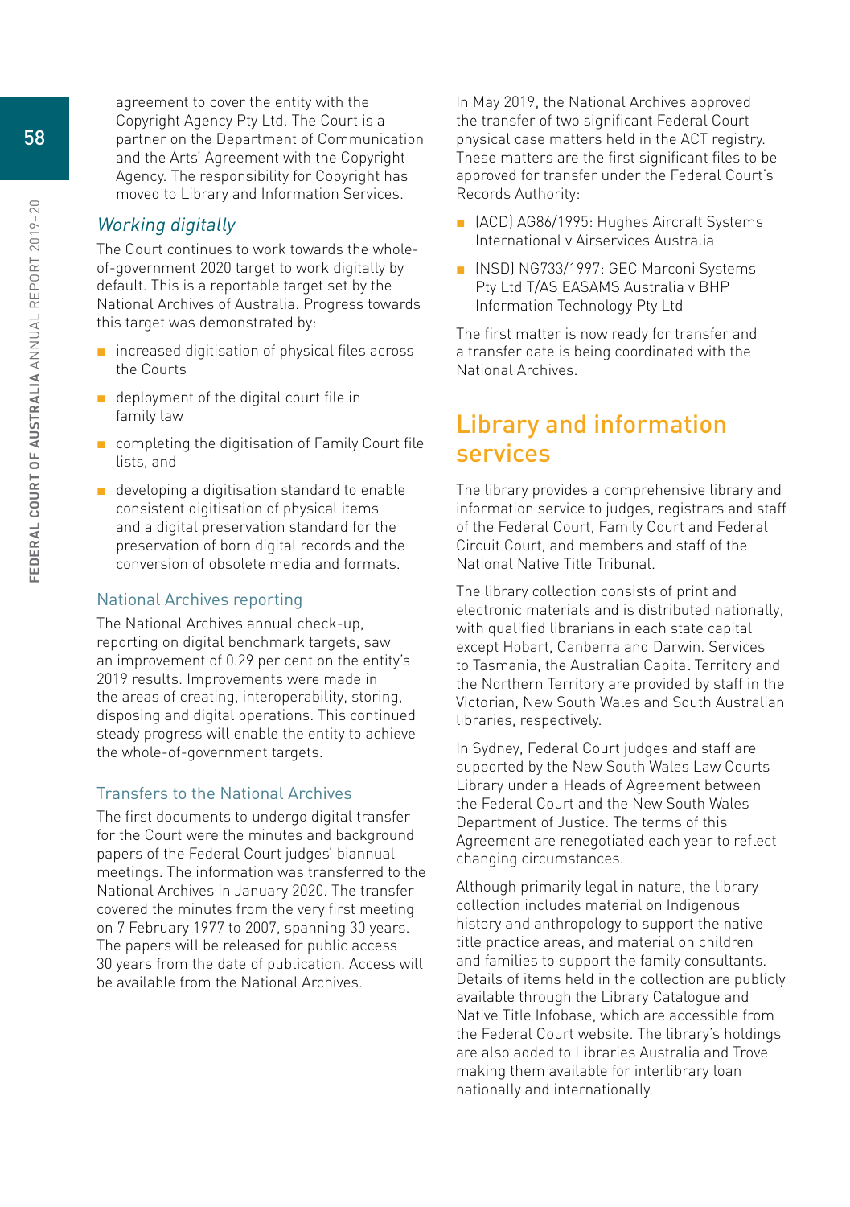agreement to cover the entity with the Copyright Agency Pty Ltd. The Court is a partner on the Department of Communication and the Arts' Agreement with the Copyright Agency. The responsibility for Copyright has moved to Library and Information Services.

### *Working digitally*

The Court continues to work towards the whole-of-government 2020 target to work digitally by default. This is a reportable target set by the National Archives of Australia. Progress towards this target was demonstrated by:

- increased digitisation of physical files across the Courts
- deployment of the digital court file in family law
- completing the digitisation of Family Court file lists, and
- developing a digitisation standard to enable consistent digitisation of physical items and a digital preservation standard for the preservation of born digital records and the conversion of obsolete media and formats.

#### National Archives reporting

The National Archives annual check-up, reporting on digital benchmark targets, saw an improvement of 0.29 per cent on the entity's 2019 results. Improvements were made in the areas of creating, interoperability, storing, disposing and digital operations. This continued steady progress will enable the entity to achieve the whole-of-government targets.

#### Transfers to the National Archives

The first documents to undergo digital transfer for the Court were the minutes and background papers of the Federal Court judges' biannual meetings. The information was transferred to the National Archives in January 2020. The transfer covered the minutes from the very first meeting on 7 February 1977 to 2007, spanning 30 years. The papers will be released for public access 30 years from the date of publication. Access will be available from the National Archives.

In May 2019, the National Archives approved the transfer of two significant Federal Court physical case matters held in the ACT registry. These matters are the first significant files to be approved for transfer under the Federal Court's Records Authority:

- (ACD) AG86/1995: Hughes Aircraft Systems International v Airservices Australia
- (NSD) NG733/1997: GEC Marconi Systems Pty Ltd T/AS EASAMS Australia v BHP Information Technology Pty Ltd

The first matter is now ready for transfer and a transfer date is being coordinated with the National Archives.

## Library and information services

The library provides a comprehensive library and information service to judges, registrars and staff of the Federal Court, Family Court and Federal Circuit Court, and members and staff of the National Native Title Tribunal.

The library collection consists of print and electronic materials and is distributed nationally, with qualified librarians in each state capital except Hobart, Canberra and Darwin. Services to Tasmania, the Australian Capital Territory and the Northern Territory are provided by staff in the Victorian, New South Wales and South Australian libraries, respectively.

In Sydney, Federal Court judges and staff are supported by the New South Wales Law Courts Library under a Heads of Agreement between the Federal Court and the New South Wales Department of Justice. The terms of this Agreement are renegotiated each year to reflect changing circumstances.

Although primarily legal in nature, the library collection includes material on Indigenous history and anthropology to support the native title practice areas, and material on children and families to support the family consultants. Details of items held in the collection are publicly available through the Library Catalogue and Native Title Infobase, which are accessible from the Federal Court website. The library's holdings are also added to Libraries Australia and Trove making them available for interlibrary loan nationally and internationally.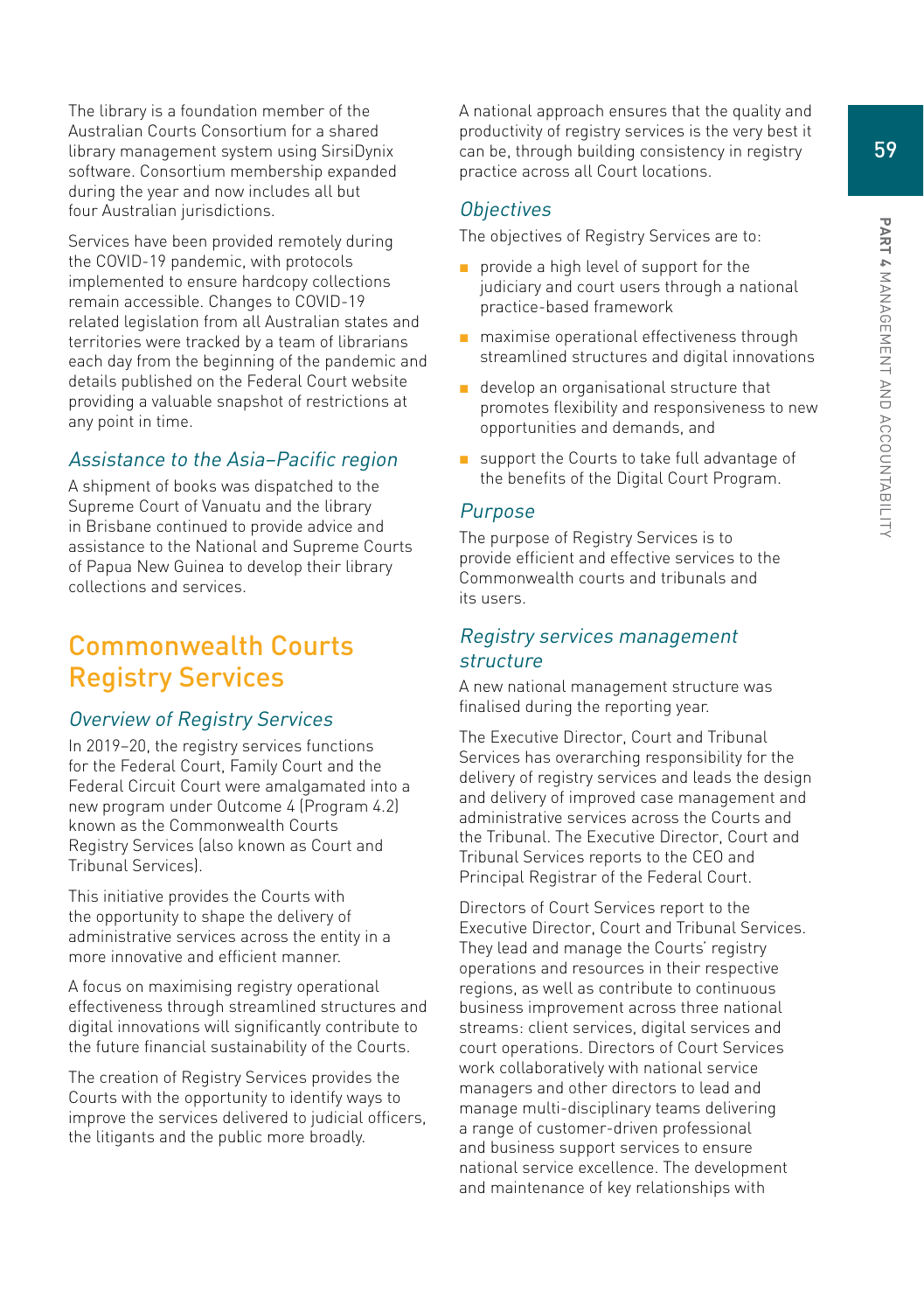The library is a foundation member of the Australian Courts Consortium for a shared library management system using SirsiDynix software. Consortium membership expanded during the year and now includes all but four Australian jurisdictions.

Services have been provided remotely during the COVID-19 pandemic, with protocols implemented to ensure hardcopy collections remain accessible. Changes to COVID-19 related legislation from all Australian states and territories were tracked by a team of librarians each day from the beginning of the pandemic and details published on the Federal Court website providing a valuable snapshot of restrictions at any point in time.

### *Assistance to the Asia–Pacific region*

A shipment of books was dispatched to the Supreme Court of Vanuatu and the library in Brisbane continued to provide advice and assistance to the National and Supreme Courts of Papua New Guinea to develop their library collections and services.

## Commonwealth Courts Registry Services

### *Overview of Registry Services*

In 2019–20, the registry services functions for the Federal Court, Family Court and the Federal Circuit Court were amalgamated into a new program under Outcome 4 (Program 4.2) known as the Commonwealth Courts Registry Services (also known as Court and Tribunal Services).

This initiative provides the Courts with the opportunity to shape the delivery of administrative services across the entity in a more innovative and efficient manner.

A focus on maximising registry operational effectiveness through streamlined structures and digital innovations will significantly contribute to the future financial sustainability of the Courts.

The creation of Registry Services provides the Courts with the opportunity to identify ways to improve the services delivered to judicial officers, the litigants and the public more broadly.

A national approach ensures that the quality and productivity of registry services is the very best it can be, through building consistency in registry practice across all Court locations.

### *Objectives*

The objectives of Registry Services are to:

- provide a high level of support for the judiciary and court users through a national practice-based framework
- maximise operational effectiveness through streamlined structures and digital innovations
- develop an organisational structure that promotes flexibility and responsiveness to new opportunities and demands, and
- support the Courts to take full advantage of the benefits of the Digital Court Program.

### *Purpose*

The purpose of Registry Services is to provide efficient and effective services to the Commonwealth courts and tribunals and its users.

### *Registry services management structure*

A new national management structure was finalised during the reporting year.

The Executive Director, Court and Tribunal Services has overarching responsibility for the delivery of registry services and leads the design and delivery of improved case management and administrative services across the Courts and the Tribunal. The Executive Director, Court and Tribunal Services reports to the CEO and Principal Registrar of the Federal Court.

Directors of Court Services report to the Executive Director, Court and Tribunal Services. They lead and manage the Courts' registry operations and resources in their respective regions, as well as contribute to continuous business improvement across three national streams: client services, digital services and court operations. Directors of Court Services work collaboratively with national service managers and other directors to lead and manage multi-disciplinary teams delivering a range of customer-driven professional and business support services to ensure national service excellence. The development and maintenance of key relationships with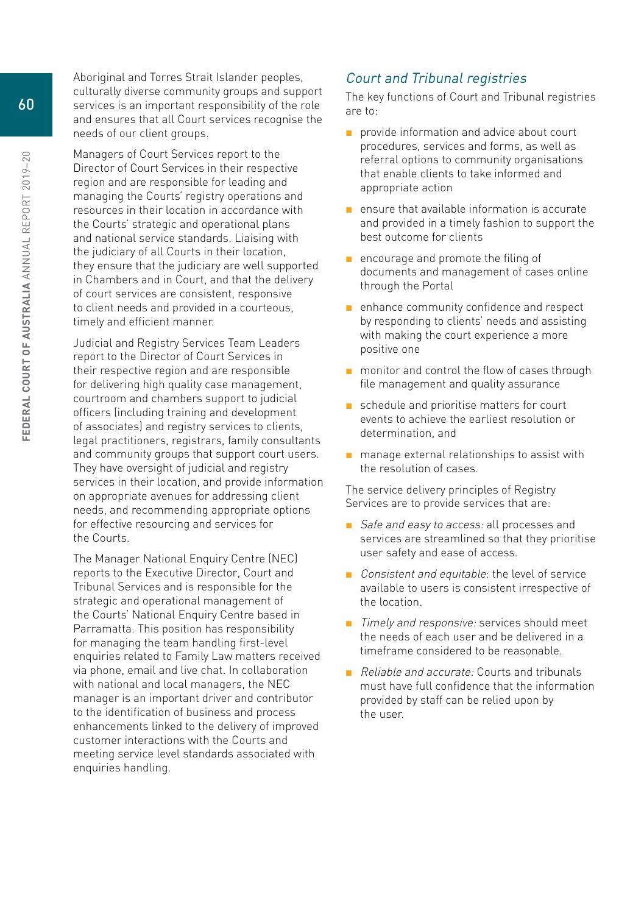Aboriginal and Torres Strait Islander peoples, culturally diverse community groups and support services is an important responsibility of the role and ensures that all Court services recognise the needs of our client groups.

Managers of Court Services report to the Director of Court Services in their respective region and are responsible for leading and managing the Courts' registry operations and resources in their location in accordance with the Courts' strategic and operational plans and national service standards. Liaising with the judiciary of all Courts in their location, they ensure that the judiciary are well supported in Chambers and in Court, and that the delivery of court services are consistent, responsive to client needs and provided in a courteous, timely and efficient manner.

Judicial and Registry Services Team Leaders report to the Director of Court Services in their respective region and are responsible for delivering high quality case management, courtroom and chambers support to judicial officers (including training and development of associates) and registry services to clients, legal practitioners, registrars, family consultants and community groups that support court users. They have oversight of judicial and registry services in their location, and provide information on appropriate avenues for addressing client needs, and recommending appropriate options for effective resourcing and services for the Courts.

The Manager National Enquiry Centre (NEC) reports to the Executive Director, Court and Tribunal Services and is responsible for the strategic and operational management of the Courts' National Enquiry Centre based in Parramatta. This position has responsibility for managing the team handling first-level enquiries related to Family Law matters received via phone, email and live chat. In collaboration with national and local managers, the NEC manager is an important driver and contributor to the identification of business and process enhancements linked to the delivery of improved customer interactions with the Courts and meeting service level standards associated with enquiries handling.

### *Court and Tribunal registries*

The key functions of Court and Tribunal registries are to:

- provide information and advice about court procedures, services and forms, as well as referral options to community organisations that enable clients to take informed and appropriate action
- ensure that available information is accurate and provided in a timely fashion to support the best outcome for clients
- encourage and promote the filing of documents and management of cases online through the Portal
- enhance community confidence and respect by responding to clients' needs and assisting with making the court experience a more positive one
- monitor and control the flow of cases through file management and quality assurance
- schedule and prioritise matters for court events to achieve the earliest resolution or determination, and
- manage external relationships to assist with the resolution of cases.

The service delivery principles of Registry Services are to provide services that are:

- *Safe and easy to access:* all processes and services are streamlined so that they prioritise user safety and ease of access.
- *Consistent and equitable*: the level of service available to users is consistent irrespective of the location.
- *Timely and responsive:* services should meet the needs of each user and be delivered in a timeframe considered to be reasonable.
- *Reliable and accurate:* Courts and tribunals must have full confidence that the information provided by staff can be relied upon by the user.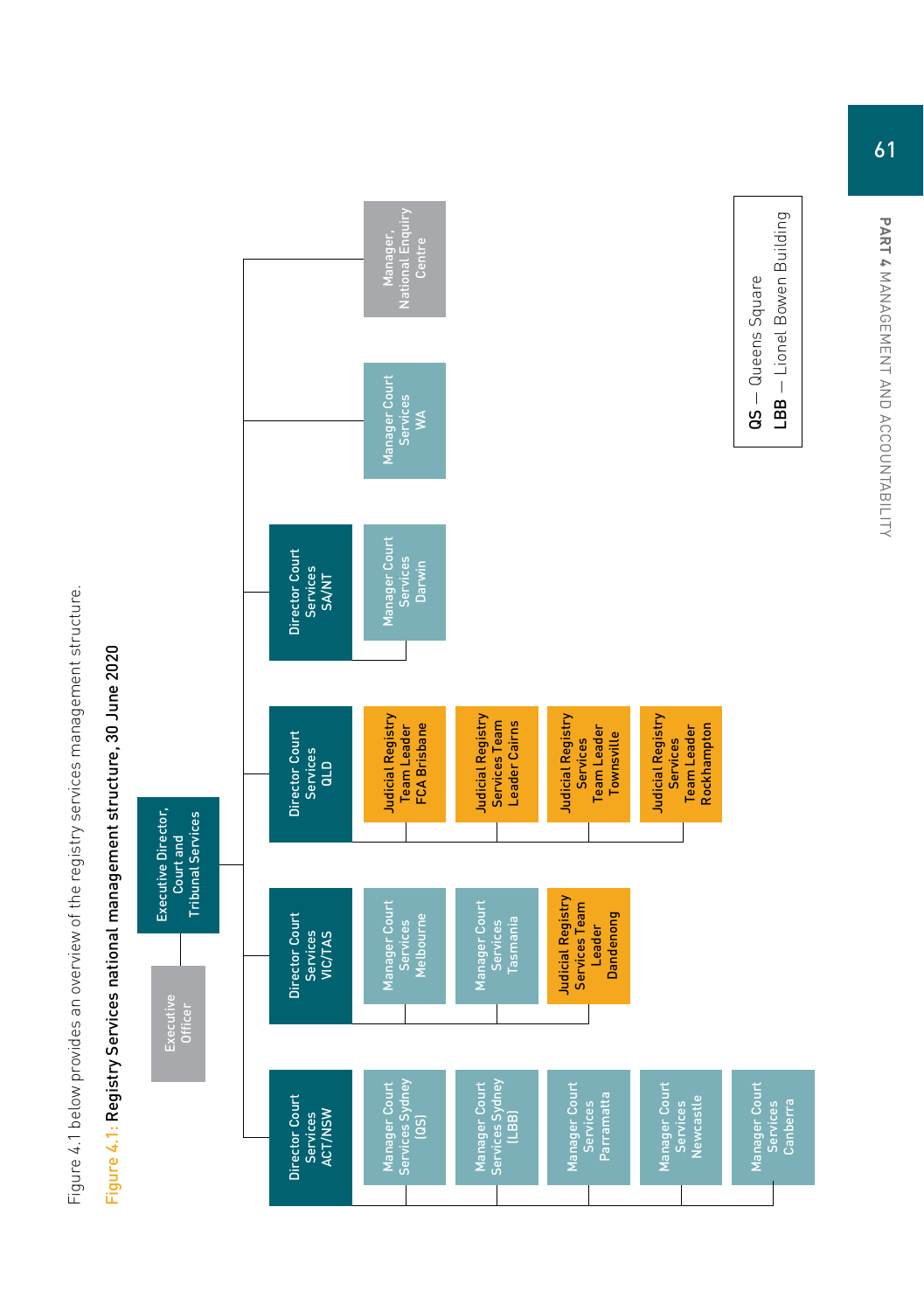Figure 4.1 below provides an overview of the registry services management structure.

**Figure 4.1: Registry Services national management structure, 30 June 2020**

- Executive Director, Court and Tribunal Services
  - Executive Officer
  - Director Court Services ACT/NSW
    - Manager Court Services Sydney (QS)
    - Manager Court Services Sydney (LBB)
    - Manager Court Services Parramatta
    - Manager Court Services Newcastle
    - Manager Court Services Canberra
  - Director Court Services VIC/TAS
    - Manager Court Services Melbourne
    - Manager Court Services Tasmania
    - Judicial Registry Services Team Leader Dandenong
  - Director Court Services QLD
    - Judicial Registry Team Leader FCA Brisbane
    - Judicial Registry Services Team Leader Cairns
    - Judicial Registry Services Team Leader Townsville
    - Judicial Registry Services Team Leader Rockhampton
  - Director Court Services SA/NT
    - Manager Court Services Darwin
  - Manager Court Services WA
  - Manager, National Enquiry Centre

QS — Queens Square
LBB — Lionel Bowen Building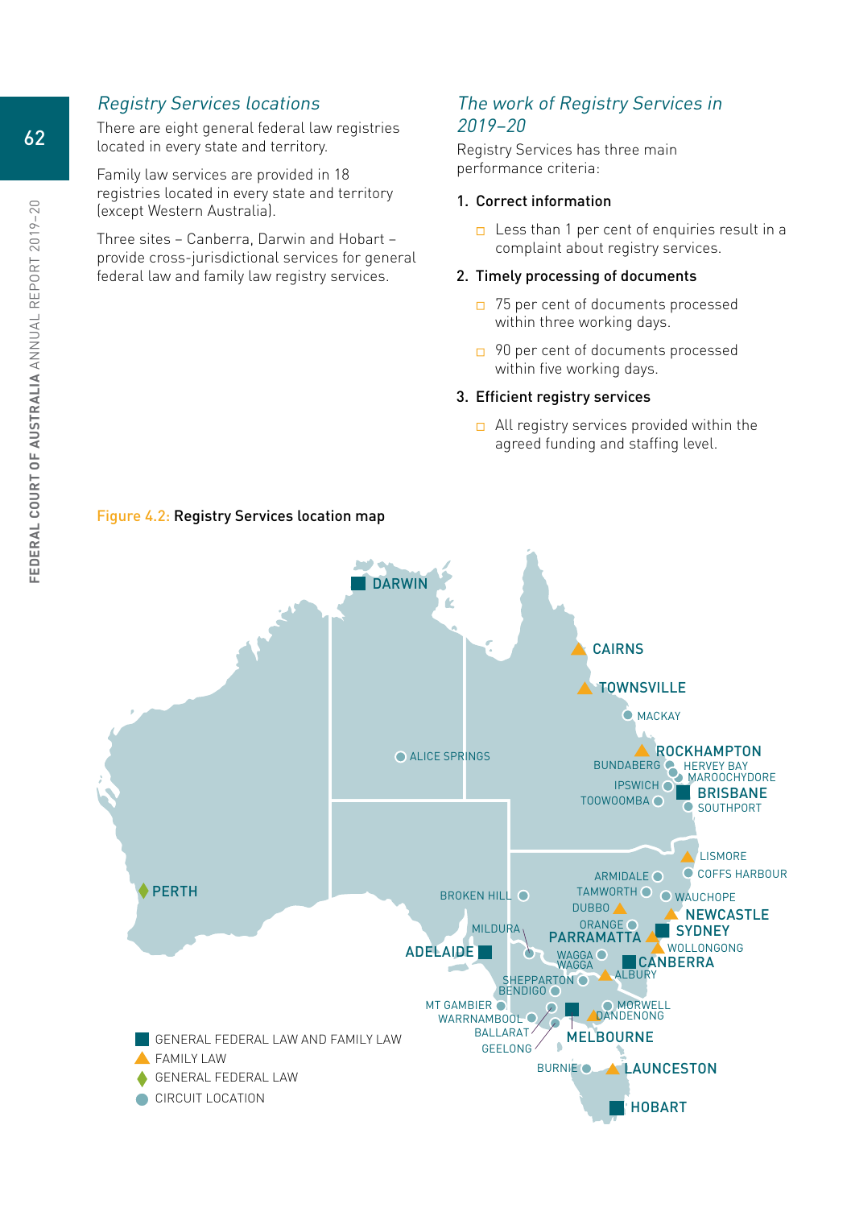## *Registry Services locations*

There are eight general federal law registries located in every state and territory.

Family law services are provided in 18 registries located in every state and territory (except Western Australia).

Three sites – Canberra, Darwin and Hobart – provide cross-jurisdictional services for general federal law and family law registry services.

## *The work of Registry Services in 2019–20*

Registry Services has three main performance criteria:

1. **Correct information**
   - Less than 1 per cent of enquiries result in a complaint about registry services.
2. **Timely processing of documents**
   - 75 per cent of documents processed within three working days.
   - 90 per cent of documents processed within five working days.
3. **Efficient registry services**
   - All registry services provided within the agreed funding and staffing level.

Figure 4.2: **Registry Services location map**

DARWIN, CAIRNS, TOWNSVILLE, MACKAY, ALICE SPRINGS, ROCKHAMPTON, BUNDABERG, HERVEY BAY, MAROOCHYDORE, IPSWICH, BRISBANE, TOOWOOMBA, SOUTHPORT, LISMORE, COFFS HARBOUR, ARMIDALE, TAMWORTH, WAUCHOPE, PERTH, BROKEN HILL, DUBBO, NEWCASTLE, ORANGE, SYDNEY, MILDURA, PARRAMATTA, WOLLONGONG, ADELAIDE, WAGGA WAGGA, CANBERRA, SHEPPARTON, ALBURY, BENDIGO, MT GAMBIER, MORWELL, WARRNAMBOOL, DANDENONG, BALLARAT, MELBOURNE, GEELONG, BURNIE, LAUNCESTON, HOBART

- GENERAL FEDERAL LAW AND FAMILY LAW
- FAMILY LAW
- GENERAL FEDERAL LAW
- CIRCUIT LOCATION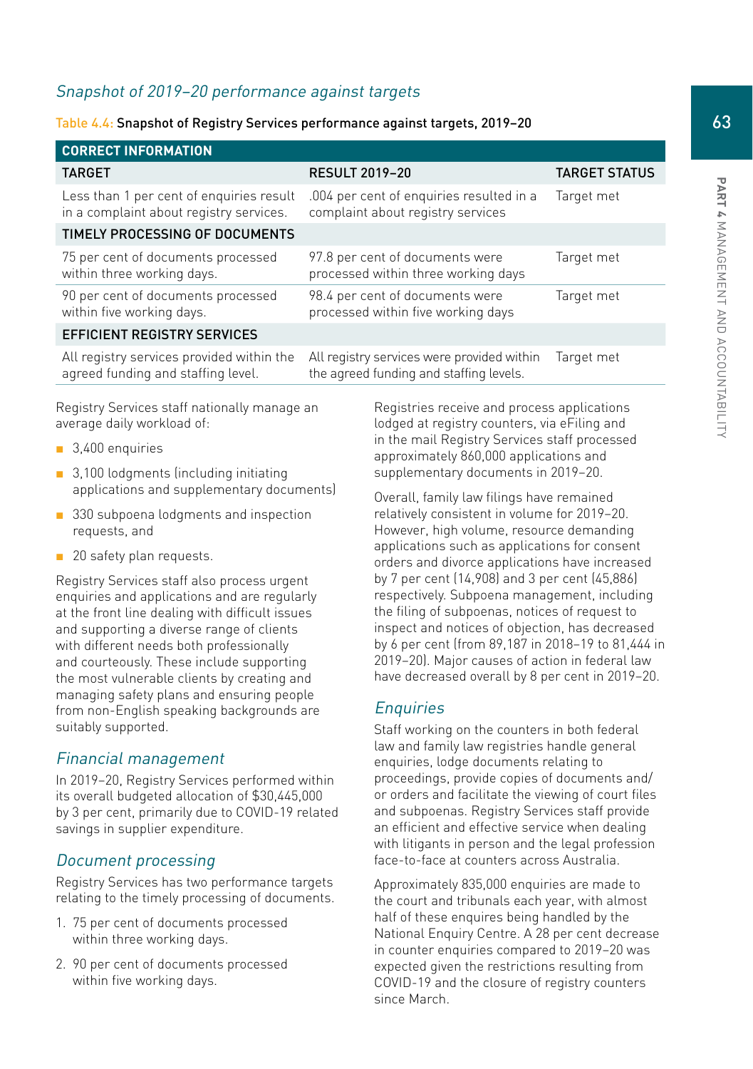## *Snapshot of 2019–20 performance against targets*

Table 4.4: **Snapshot of Registry Services performance against targets, 2019–20**

| TARGET | RESULT 2019–20 | TARGET STATUS |
|---|---|---|
| **CORRECT INFORMATION** | | |
| Less than 1 per cent of enquiries result in a complaint about registry services. | .004 per cent of enquiries resulted in a complaint about registry services | Target met |
| **TIMELY PROCESSING OF DOCUMENTS** | | |
| 75 per cent of documents processed within three working days. | 97.8 per cent of documents were processed within three working days | Target met |
| 90 per cent of documents processed within five working days. | 98.4 per cent of documents were processed within five working days | Target met |
| **EFFICIENT REGISTRY SERVICES** | | |
| All registry services provided within the agreed funding and staffing level. | All registry services were provided within the agreed funding and staffing levels. | Target met |

Registry Services staff nationally manage an average daily workload of:

- 3,400 enquiries
- 3,100 lodgments (including initiating applications and supplementary documents)
- 330 subpoena lodgments and inspection requests, and
- 20 safety plan requests.

Registry Services staff also process urgent enquiries and applications and are regularly at the front line dealing with difficult issues and supporting a diverse range of clients with different needs both professionally and courteously. These include supporting the most vulnerable clients by creating and managing safety plans and ensuring people from non-English speaking backgrounds are suitably supported.

## *Financial management*

In 2019–20, Registry Services performed within its overall budgeted allocation of $30,445,000 by 3 per cent, primarily due to COVID-19 related savings in supplier expenditure.

## *Document processing*

Registry Services has two performance targets relating to the timely processing of documents.

1. 75 per cent of documents processed within three working days.
2. 90 per cent of documents processed within five working days.

Registries receive and process applications lodged at registry counters, via eFiling and in the mail Registry Services staff processed approximately 860,000 applications and supplementary documents in 2019–20.

Overall, family law filings have remained relatively consistent in volume for 2019–20. However, high volume, resource demanding applications such as applications for consent orders and divorce applications have increased by 7 per cent (14,908) and 3 per cent (45,886) respectively. Subpoena management, including the filing of subpoenas, notices of request to inspect and notices of objection, has decreased by 6 per cent (from 89,187 in 2018–19 to 81,444 in 2019–20). Major causes of action in federal law have decreased overall by 8 per cent in 2019–20.

## *Enquiries*

Staff working on the counters in both federal law and family law registries handle general enquiries, lodge documents relating to proceedings, provide copies of documents and/or orders and facilitate the viewing of court files and subpoenas. Registry Services staff provide an efficient and effective service when dealing with litigants in person and the legal profession face-to-face at counters across Australia.

Approximately 835,000 enquiries are made to the court and tribunals each year, with almost half of these enquires being handled by the National Enquiry Centre. A 28 per cent decrease in counter enquiries compared to 2019–20 was expected given the restrictions resulting from COVID-19 and the closure of registry counters since March.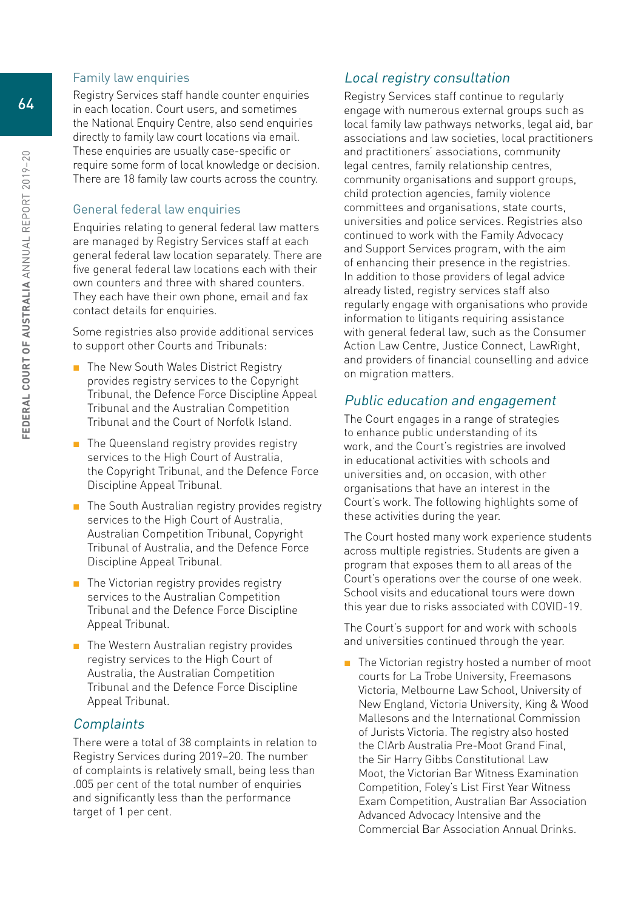### Family law enquiries

Registry Services staff handle counter enquiries in each location. Court users, and sometimes the National Enquiry Centre, also send enquiries directly to family law court locations via email. These enquiries are usually case-specific or require some form of local knowledge or decision. There are 18 family law courts across the country.

### General federal law enquiries

Enquiries relating to general federal law matters are managed by Registry Services staff at each general federal law location separately. There are five general federal law locations each with their own counters and three with shared counters. They each have their own phone, email and fax contact details for enquiries.

Some registries also provide additional services to support other Courts and Tribunals:

- The New South Wales District Registry provides registry services to the Copyright Tribunal, the Defence Force Discipline Appeal Tribunal and the Australian Competition Tribunal and the Court of Norfolk Island.
- The Queensland registry provides registry services to the High Court of Australia, the Copyright Tribunal, and the Defence Force Discipline Appeal Tribunal.
- The South Australian registry provides registry services to the High Court of Australia, Australian Competition Tribunal, Copyright Tribunal of Australia, and the Defence Force Discipline Appeal Tribunal.
- The Victorian registry provides registry services to the Australian Competition Tribunal and the Defence Force Discipline Appeal Tribunal.
- The Western Australian registry provides registry services to the High Court of Australia, the Australian Competition Tribunal and the Defence Force Discipline Appeal Tribunal.

## *Complaints*

There were a total of 38 complaints in relation to Registry Services during 2019–20. The number of complaints is relatively small, being less than .005 per cent of the total number of enquiries and significantly less than the performance target of 1 per cent.

## *Local registry consultation*

Registry Services staff continue to regularly engage with numerous external groups such as local family law pathways networks, legal aid, bar associations and law societies, local practitioners and practitioners' associations, community legal centres, family relationship centres, community organisations and support groups, child protection agencies, family violence committees and organisations, state courts, universities and police services. Registries also continued to work with the Family Advocacy and Support Services program, with the aim of enhancing their presence in the registries. In addition to those providers of legal advice already listed, registry services staff also regularly engage with organisations who provide information to litigants requiring assistance with general federal law, such as the Consumer Action Law Centre, Justice Connect, LawRight, and providers of financial counselling and advice on migration matters.

## *Public education and engagement*

The Court engages in a range of strategies to enhance public understanding of its work, and the Court's registries are involved in educational activities with schools and universities and, on occasion, with other organisations that have an interest in the Court's work. The following highlights some of these activities during the year.

The Court hosted many work experience students across multiple registries. Students are given a program that exposes them to all areas of the Court's operations over the course of one week. School visits and educational tours were down this year due to risks associated with COVID-19.

The Court's support for and work with schools and universities continued through the year.

- The Victorian registry hosted a number of moot courts for La Trobe University, Freemasons Victoria, Melbourne Law School, University of New England, Victoria University, King & Wood Mallesons and the International Commission of Jurists Victoria. The registry also hosted the CIArb Australia Pre-Moot Grand Final, the Sir Harry Gibbs Constitutional Law Moot, the Victorian Bar Witness Examination Competition, Foley's List First Year Witness Exam Competition, Australian Bar Association Advanced Advocacy Intensive and the Commercial Bar Association Annual Drinks.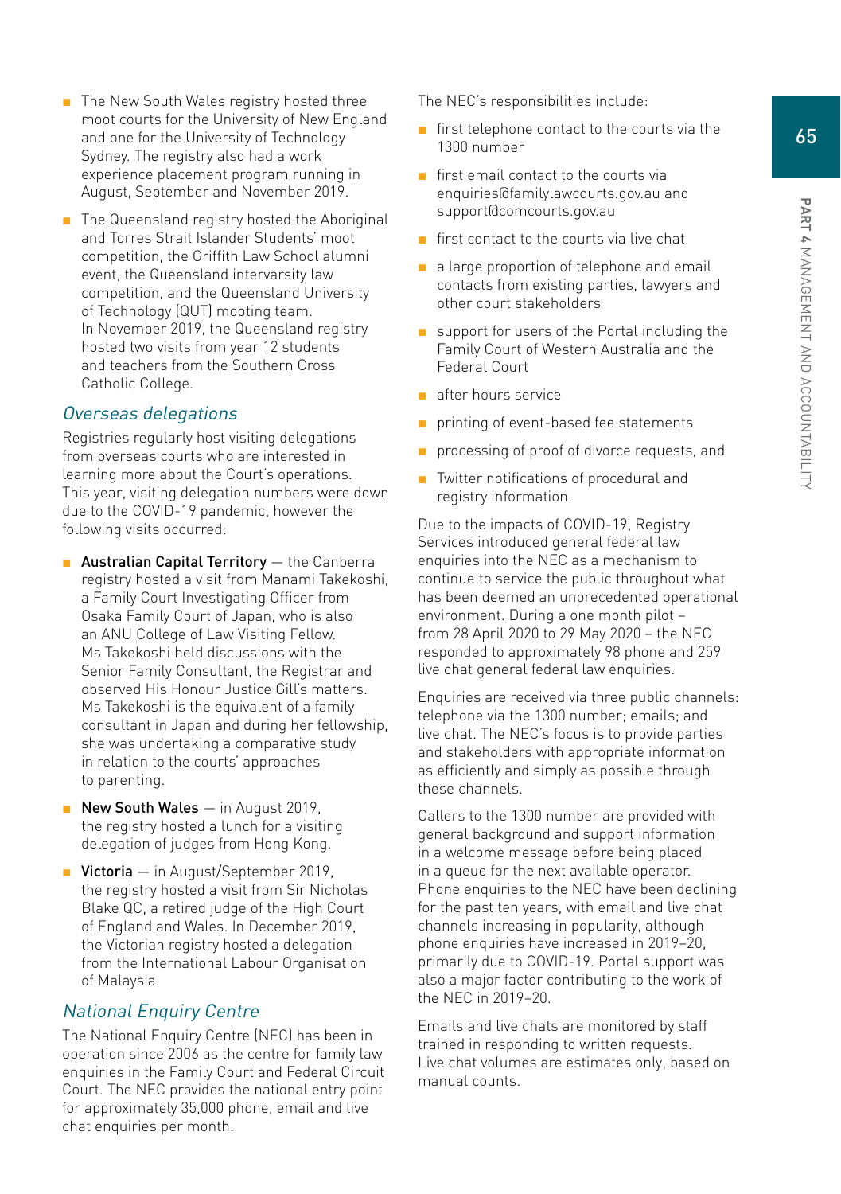- The New South Wales registry hosted three moot courts for the University of New England and one for the University of Technology Sydney. The registry also had a work experience placement program running in August, September and November 2019.
- The Queensland registry hosted the Aboriginal and Torres Strait Islander Students' moot competition, the Griffith Law School alumni event, the Queensland intervarsity law competition, and the Queensland University of Technology (QUT) mooting team. In November 2019, the Queensland registry hosted two visits from year 12 students and teachers from the Southern Cross Catholic College.

### *Overseas delegations*

Registries regularly host visiting delegations from overseas courts who are interested in learning more about the Court's operations. This year, visiting delegation numbers were down due to the COVID-19 pandemic, however the following visits occurred:

- **Australian Capital Territory** — the Canberra registry hosted a visit from Manami Takekoshi, a Family Court Investigating Officer from Osaka Family Court of Japan, who is also an ANU College of Law Visiting Fellow. Ms Takekoshi held discussions with the Senior Family Consultant, the Registrar and observed His Honour Justice Gill's matters. Ms Takekoshi is the equivalent of a family consultant in Japan and during her fellowship, she was undertaking a comparative study in relation to the courts' approaches to parenting.
- **New South Wales** — in August 2019, the registry hosted a lunch for a visiting delegation of judges from Hong Kong.
- **Victoria** — in August/September 2019, the registry hosted a visit from Sir Nicholas Blake QC, a retired judge of the High Court of England and Wales. In December 2019, the Victorian registry hosted a delegation from the International Labour Organisation of Malaysia.

### *National Enquiry Centre*

The National Enquiry Centre (NEC) has been in operation since 2006 as the centre for family law enquiries in the Family Court and Federal Circuit Court. The NEC provides the national entry point for approximately 35,000 phone, email and live chat enquiries per month.

The NEC's responsibilities include:

- first telephone contact to the courts via the 1300 number
- first email contact to the courts via enquiries@familylawcourts.gov.au and support@comcourts.gov.au
- first contact to the courts via live chat
- a large proportion of telephone and email contacts from existing parties, lawyers and other court stakeholders
- support for users of the Portal including the Family Court of Western Australia and the Federal Court
- after hours service
- printing of event-based fee statements
- processing of proof of divorce requests, and
- Twitter notifications of procedural and registry information.

Due to the impacts of COVID-19, Registry Services introduced general federal law enquiries into the NEC as a mechanism to continue to service the public throughout what has been deemed an unprecedented operational environment. During a one month pilot – from 28 April 2020 to 29 May 2020 – the NEC responded to approximately 98 phone and 259 live chat general federal law enquiries.

Enquiries are received via three public channels: telephone via the 1300 number; emails; and live chat. The NEC's focus is to provide parties and stakeholders with appropriate information as efficiently and simply as possible through these channels.

Callers to the 1300 number are provided with general background and support information in a welcome message before being placed in a queue for the next available operator. Phone enquiries to the NEC have been declining for the past ten years, with email and live chat channels increasing in popularity, although phone enquiries have increased in 2019–20, primarily due to COVID-19. Portal support was also a major factor contributing to the work of the NEC in 2019–20.

Emails and live chats are monitored by staff trained in responding to written requests. Live chat volumes are estimates only, based on manual counts.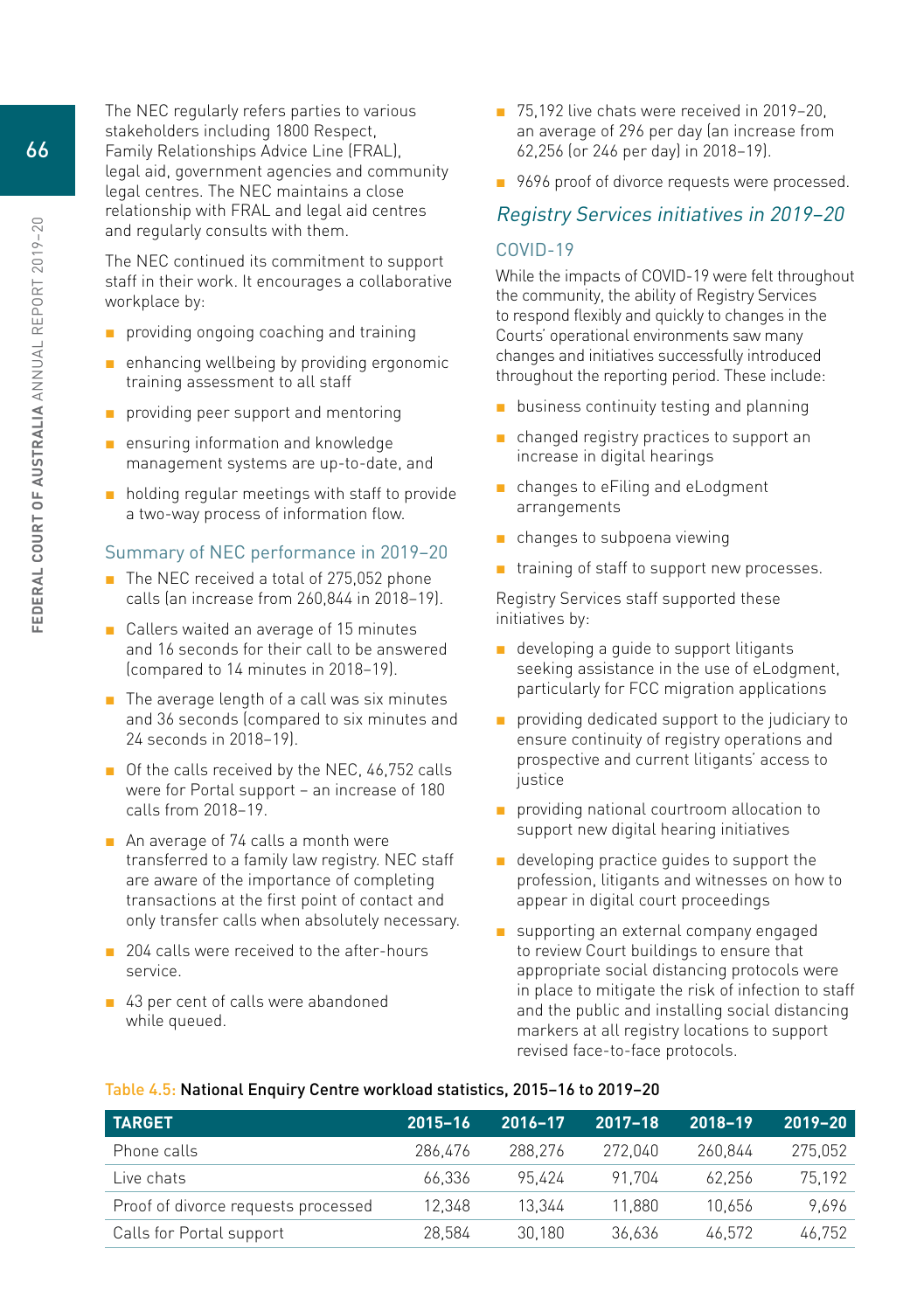The NEC regularly refers parties to various stakeholders including 1800 Respect, Family Relationships Advice Line (FRAL), legal aid, government agencies and community legal centres. The NEC maintains a close relationship with FRAL and legal aid centres and regularly consults with them.

The NEC continued its commitment to support staff in their work. It encourages a collaborative workplace by:

- providing ongoing coaching and training
- enhancing wellbeing by providing ergonomic training assessment to all staff
- providing peer support and mentoring
- ensuring information and knowledge management systems are up-to-date, and
- holding regular meetings with staff to provide a two-way process of information flow.

### Summary of NEC performance in 2019–20

- The NEC received a total of 275,052 phone calls (an increase from 260,844 in 2018–19).
- Callers waited an average of 15 minutes and 16 seconds for their call to be answered (compared to 14 minutes in 2018–19).
- The average length of a call was six minutes and 36 seconds (compared to six minutes and 24 seconds in 2018–19).
- Of the calls received by the NEC, 46,752 calls were for Portal support – an increase of 180 calls from 2018–19.
- An average of 74 calls a month were transferred to a family law registry. NEC staff are aware of the importance of completing transactions at the first point of contact and only transfer calls when absolutely necessary.
- 204 calls were received to the after-hours service.
- 43 per cent of calls were abandoned while queued.
- 75,192 live chats were received in 2019–20, an average of 296 per day (an increase from 62,256 (or 246 per day) in 2018–19).
- 9696 proof of divorce requests were processed.

## *Registry Services initiatives in 2019–20*

### COVID-19

While the impacts of COVID-19 were felt throughout the community, the ability of Registry Services to respond flexibly and quickly to changes in the Courts' operational environments saw many changes and initiatives successfully introduced throughout the reporting period. These include:

- business continuity testing and planning
- changed registry practices to support an increase in digital hearings
- changes to eFiling and eLodgment arrangements
- changes to subpoena viewing
- training of staff to support new processes.

Registry Services staff supported these initiatives by:

- developing a guide to support litigants seeking assistance in the use of eLodgment, particularly for FCC migration applications
- providing dedicated support to the judiciary to ensure continuity of registry operations and prospective and current litigants' access to justice
- providing national courtroom allocation to support new digital hearing initiatives
- developing practice guides to support the profession, litigants and witnesses on how to appear in digital court proceedings
- supporting an external company engaged to review Court buildings to ensure that appropriate social distancing protocols were in place to mitigate the risk of infection to staff and the public and installing social distancing markers at all registry locations to support revised face-to-face protocols.

Table 4.5: **National Enquiry Centre workload statistics, 2015–16 to 2019–20**

| TARGET | 2015–16 | 2016–17 | 2017–18 | 2018–19 | 2019–20 |
|---|---|---|---|---|---|
| Phone calls | 286,476 | 288,276 | 272,040 | 260,844 | 275,052 |
| Live chats | 66,336 | 95,424 | 91,704 | 62,256 | 75,192 |
| Proof of divorce requests processed | 12,348 | 13,344 | 11,880 | 10,656 | 9,696 |
| Calls for Portal support | 28,584 | 30,180 | 36,636 | 46,572 | 46,752 |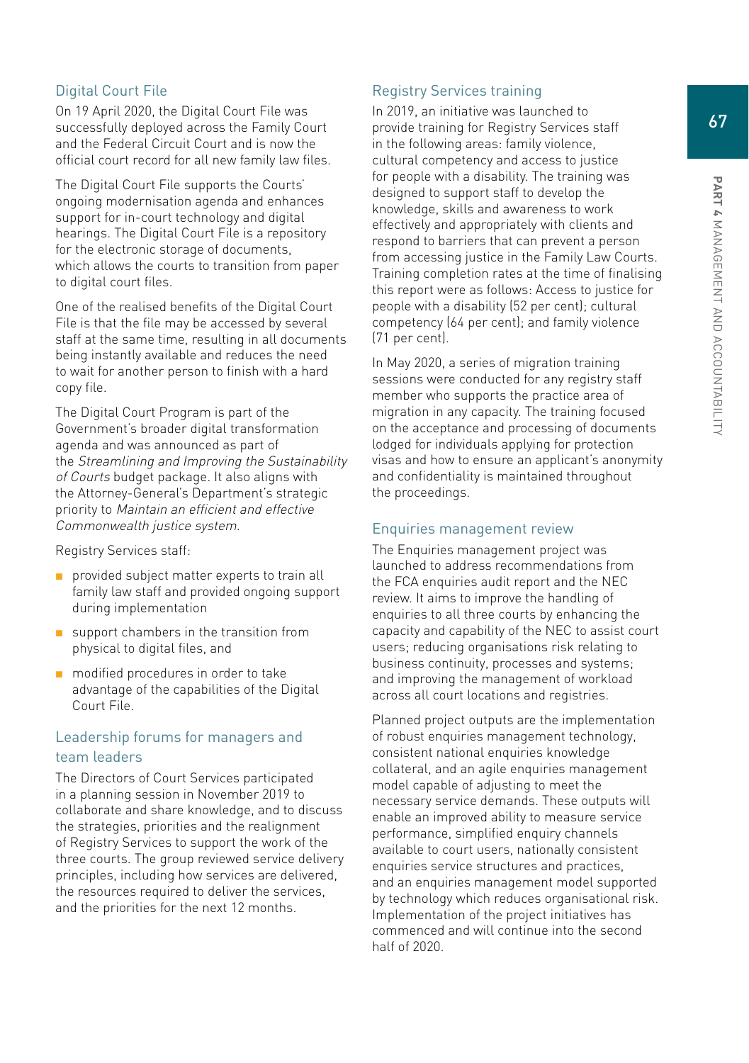## Digital Court File

On 19 April 2020, the Digital Court File was successfully deployed across the Family Court and the Federal Circuit Court and is now the official court record for all new family law files.

The Digital Court File supports the Courts' ongoing modernisation agenda and enhances support for in-court technology and digital hearings. The Digital Court File is a repository for the electronic storage of documents, which allows the courts to transition from paper to digital court files.

One of the realised benefits of the Digital Court File is that the file may be accessed by several staff at the same time, resulting in all documents being instantly available and reduces the need to wait for another person to finish with a hard copy file.

The Digital Court Program is part of the Government's broader digital transformation agenda and was announced as part of the *Streamlining and Improving the Sustainability of Courts* budget package. It also aligns with the Attorney-General's Department's strategic priority to *Maintain an efficient and effective Commonwealth justice system.*

Registry Services staff:

- provided subject matter experts to train all family law staff and provided ongoing support during implementation
- support chambers in the transition from physical to digital files, and
- modified procedures in order to take advantage of the capabilities of the Digital Court File.

## Leadership forums for managers and team leaders

The Directors of Court Services participated in a planning session in November 2019 to collaborate and share knowledge, and to discuss the strategies, priorities and the realignment of Registry Services to support the work of the three courts. The group reviewed service delivery principles, including how services are delivered, the resources required to deliver the services, and the priorities for the next 12 months.

## Registry Services training

In 2019, an initiative was launched to provide training for Registry Services staff in the following areas: family violence, cultural competency and access to justice for people with a disability. The training was designed to support staff to develop the knowledge, skills and awareness to work effectively and appropriately with clients and respond to barriers that can prevent a person from accessing justice in the Family Law Courts. Training completion rates at the time of finalising this report were as follows: Access to justice for people with a disability (52 per cent); cultural competency (64 per cent); and family violence (71 per cent).

In May 2020, a series of migration training sessions were conducted for any registry staff member who supports the practice area of migration in any capacity. The training focused on the acceptance and processing of documents lodged for individuals applying for protection visas and how to ensure an applicant's anonymity and confidentiality is maintained throughout the proceedings.

## Enquiries management review

The Enquiries management project was launched to address recommendations from the FCA enquiries audit report and the NEC review. It aims to improve the handling of enquiries to all three courts by enhancing the capacity and capability of the NEC to assist court users; reducing organisations risk relating to business continuity, processes and systems; and improving the management of workload across all court locations and registries.

Planned project outputs are the implementation of robust enquiries management technology, consistent national enquiries knowledge collateral, and an agile enquiries management model capable of adjusting to meet the necessary service demands. These outputs will enable an improved ability to measure service performance, simplified enquiry channels available to court users, nationally consistent enquiries service structures and practices, and an enquiries management model supported by technology which reduces organisational risk. Implementation of the project initiatives has commenced and will continue into the second half of 2020.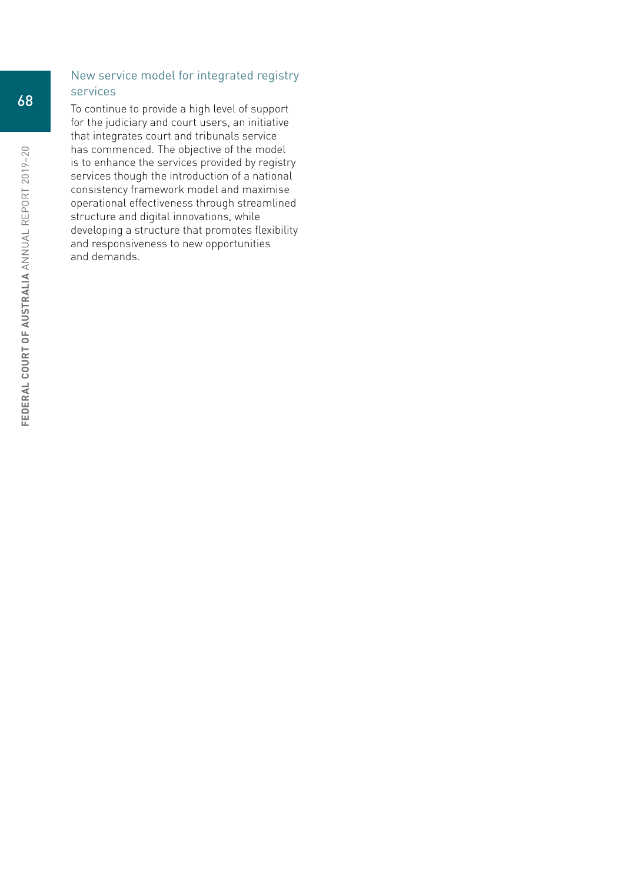## New service model for integrated registry services

To continue to provide a high level of support for the judiciary and court users, an initiative that integrates court and tribunals service has commenced. The objective of the model is to enhance the services provided by registry services though the introduction of a national consistency framework model and maximise operational effectiveness through streamlined structure and digital innovations, while developing a structure that promotes flexibility and responsiveness to new opportunities and demands.